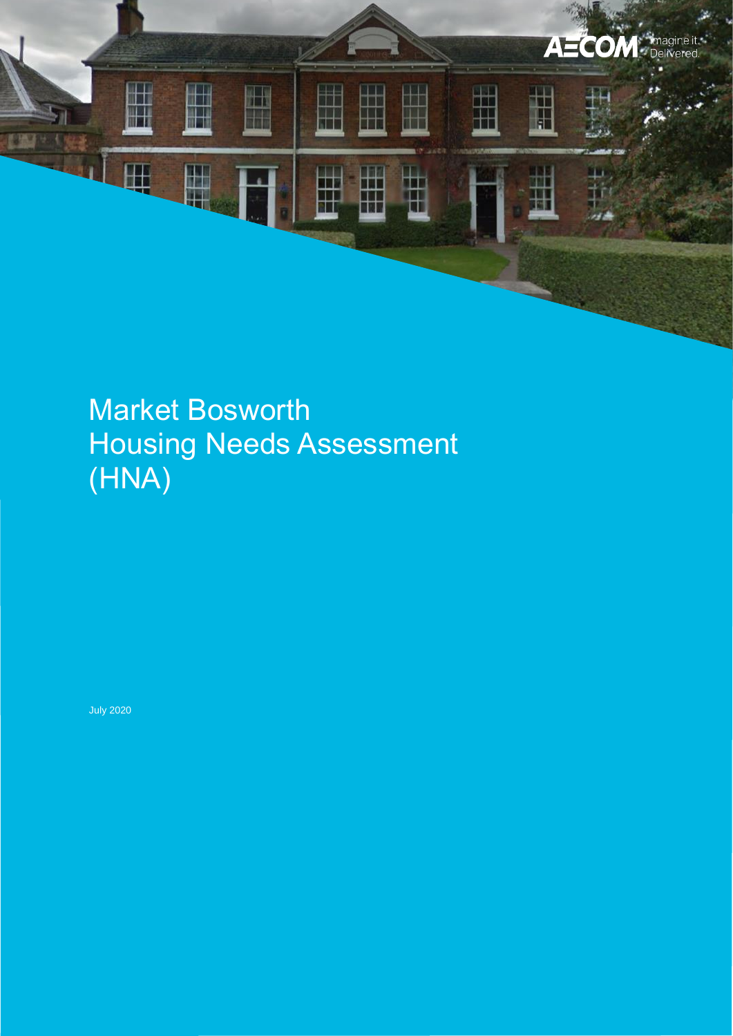# Market Bosworth Housing Needs Assessment (HNA)

July 2020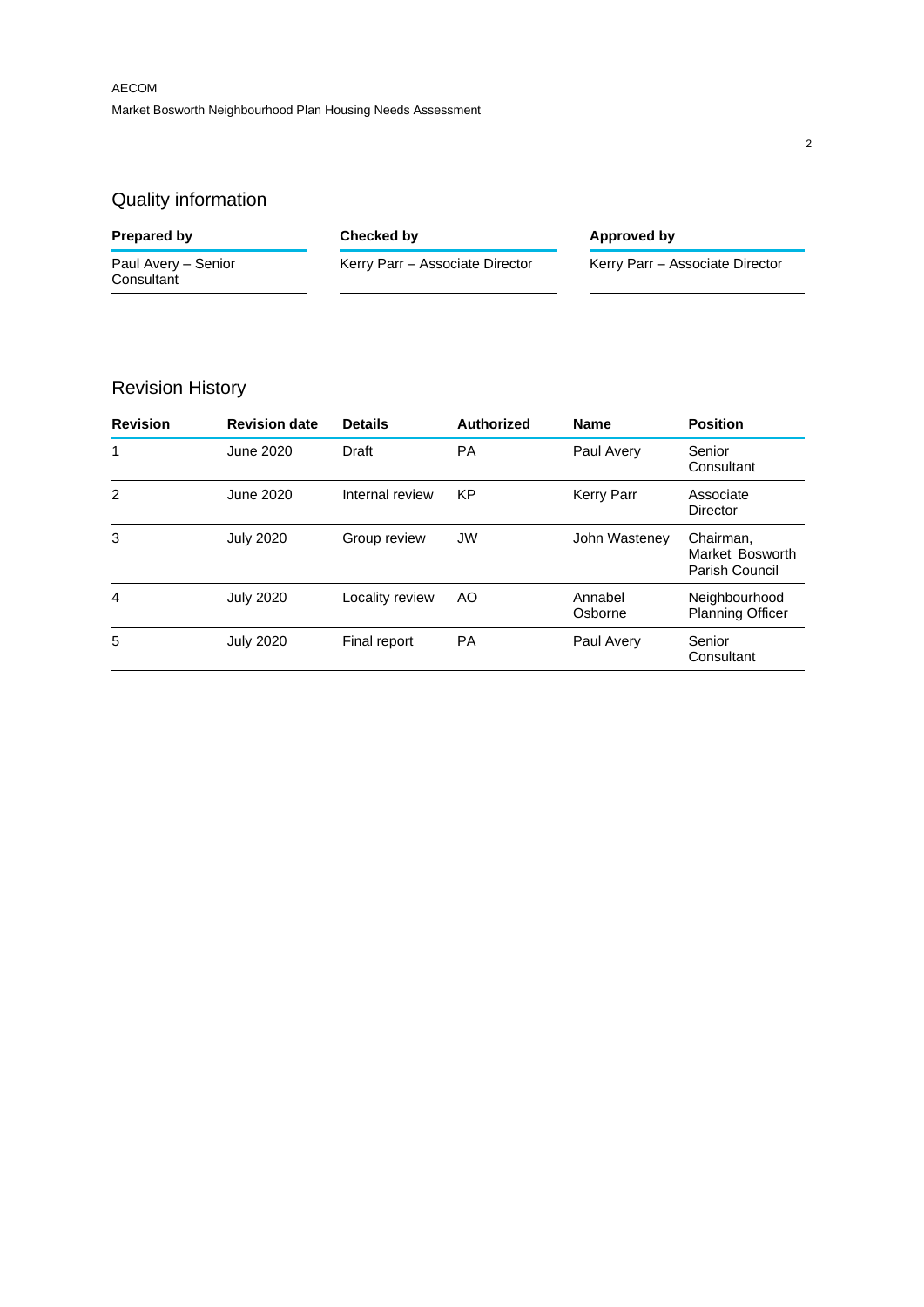## Quality information

| Prepared by | Checked by | Approved by |
| --- | --- | --- |
| Paul Avery – Senior Consultant | Kerry Parr – Associate Director | Kerry Parr – Associate Director |

## Revision History

| Revision | Revision date | Details | Authorized | Name | Position |
| --- | --- | --- | --- | --- | --- |
| 1 | June 2020 | Draft | PA | Paul Avery | Senior Consultant |
| 2 | June 2020 | Internal review | KP | Kerry Parr | Associate Director |
| 3 | July 2020 | Group review | JW | John Wasteney | Chairman, Market Bosworth Parish Council |
| 4 | July 2020 | Locality review | AO | Annabel Osborne | Neighbourhood Planning Officer |
| 5 | July 2020 | Final report | PA | Paul Avery | Senior Consultant |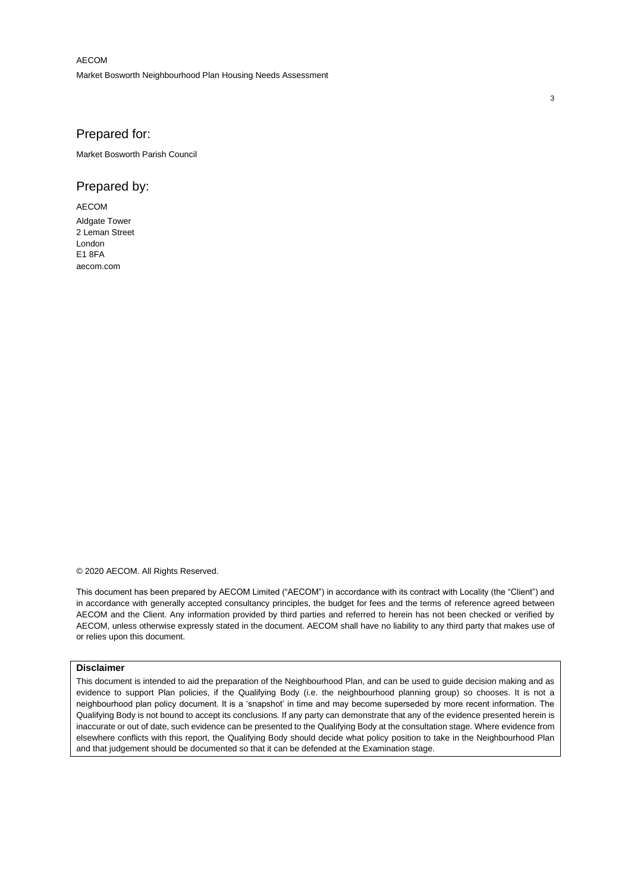## Prepared for:

Market Bosworth Parish Council

## Prepared by:

AECOM

Aldgate Tower
2 Leman Street
London
E1 8FA
aecom.com

© 2020 AECOM. All Rights Reserved.

This document has been prepared by AECOM Limited ("AECOM") in accordance with its contract with Locality (the "Client") and in accordance with generally accepted consultancy principles, the budget for fees and the terms of reference agreed between AECOM and the Client. Any information provided by third parties and referred to herein has not been checked or verified by AECOM, unless otherwise expressly stated in the document. AECOM shall have no liability to any third party that makes use of or relies upon this document.

**Disclaimer**

This document is intended to aid the preparation of the Neighbourhood Plan, and can be used to guide decision making and as evidence to support Plan policies, if the Qualifying Body (i.e. the neighbourhood planning group) so chooses. It is not a neighbourhood plan policy document. It is a 'snapshot' in time and may become superseded by more recent information. The Qualifying Body is not bound to accept its conclusions. If any party can demonstrate that any of the evidence presented herein is inaccurate or out of date, such evidence can be presented to the Qualifying Body at the consultation stage. Where evidence from elsewhere conflicts with this report, the Qualifying Body should decide what policy position to take in the Neighbourhood Plan and that judgement should be documented so that it can be defended at the Examination stage.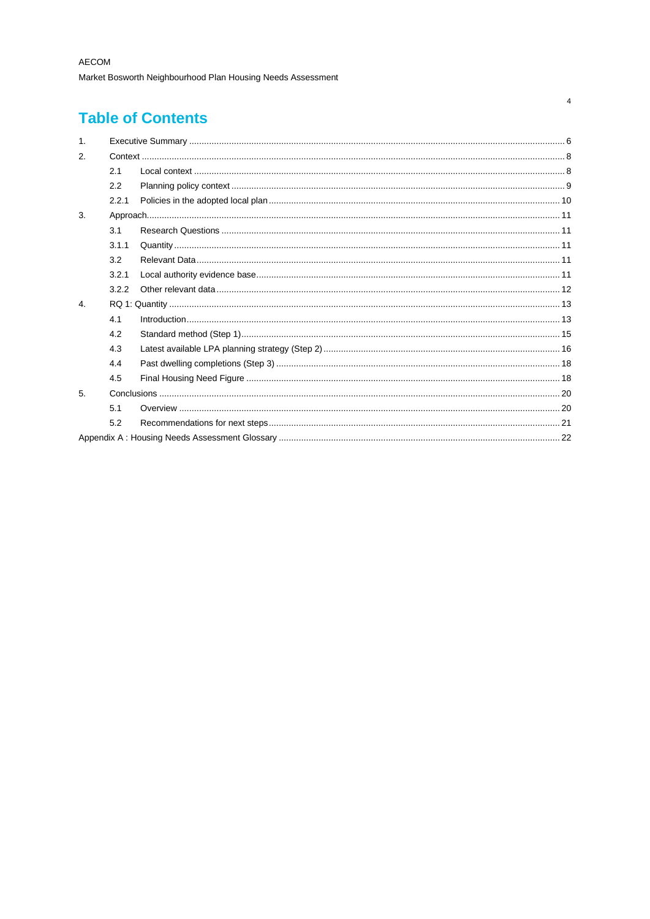# Table of Contents

1. Executive Summary ........ 6
2. Context ........ 8
   - 2.1 Local context ........ 8
   - 2.2 Planning policy context ........ 9
   - 2.2.1 Policies in the adopted local plan ........ 10
3. Approach ........ 11
   - 3.1 Research Questions ........ 11
   - 3.1.1 Quantity ........ 11
   - 3.2 Relevant Data ........ 11
   - 3.2.1 Local authority evidence base ........ 11
   - 3.2.2 Other relevant data ........ 12
4. RQ 1: Quantity ........ 13
   - 4.1 Introduction ........ 13
   - 4.2 Standard method (Step 1) ........ 15
   - 4.3 Latest available LPA planning strategy (Step 2) ........ 16
   - 4.4 Past dwelling completions (Step 3) ........ 18
   - 4.5 Final Housing Need Figure ........ 18
5. Conclusions ........ 20
   - 5.1 Overview ........ 20
   - 5.2 Recommendations for next steps ........ 21

Appendix A : Housing Needs Assessment Glossary ........ 22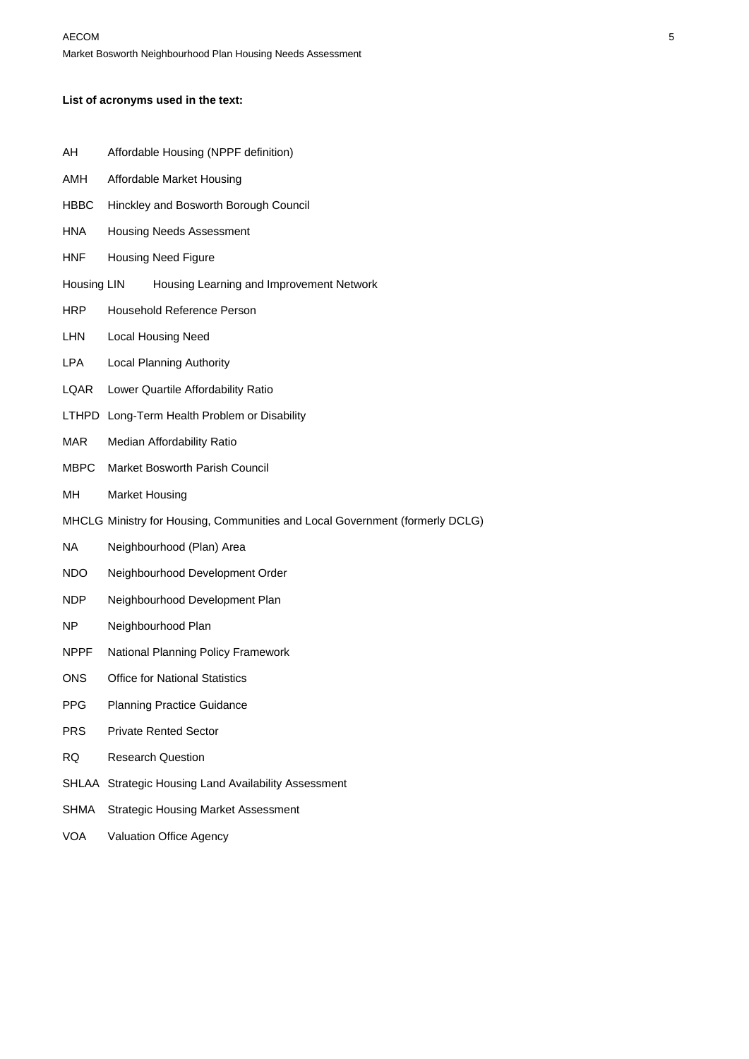**List of acronyms used in the text:**

AH Affordable Housing (NPPF definition)

AMH Affordable Market Housing

HBBC Hinckley and Bosworth Borough Council

HNA Housing Needs Assessment

HNF Housing Need Figure

Housing LIN Housing Learning and Improvement Network

HRP Household Reference Person

LHN Local Housing Need

LPA Local Planning Authority

LQAR Lower Quartile Affordability Ratio

LTHPD Long-Term Health Problem or Disability

MAR Median Affordability Ratio

MBPC Market Bosworth Parish Council

MH Market Housing

MHCLG Ministry for Housing, Communities and Local Government (formerly DCLG)

NA Neighbourhood (Plan) Area

NDO Neighbourhood Development Order

NDP Neighbourhood Development Plan

NP Neighbourhood Plan

NPPF National Planning Policy Framework

ONS Office for National Statistics

PPG Planning Practice Guidance

PRS Private Rented Sector

RQ Research Question

SHLAA Strategic Housing Land Availability Assessment

SHMA Strategic Housing Market Assessment

VOA Valuation Office Agency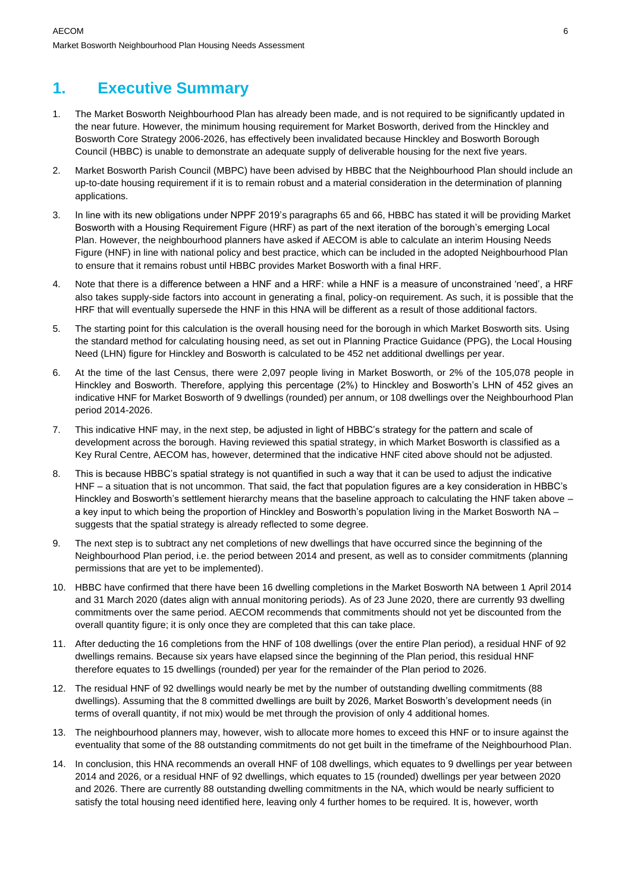# 1. Executive Summary

1. The Market Bosworth Neighbourhood Plan has already been made, and is not required to be significantly updated in the near future. However, the minimum housing requirement for Market Bosworth, derived from the Hinckley and Bosworth Core Strategy 2006-2026, has effectively been invalidated because Hinckley and Bosworth Borough Council (HBBC) is unable to demonstrate an adequate supply of deliverable housing for the next five years.

2. Market Bosworth Parish Council (MBPC) have been advised by HBBC that the Neighbourhood Plan should include an up-to-date housing requirement if it is to remain robust and a material consideration in the determination of planning applications.

3. In line with its new obligations under NPPF 2019's paragraphs 65 and 66, HBBC has stated it will be providing Market Bosworth with a Housing Requirement Figure (HRF) as part of the next iteration of the borough's emerging Local Plan. However, the neighbourhood planners have asked if AECOM is able to calculate an interim Housing Needs Figure (HNF) in line with national policy and best practice, which can be included in the adopted Neighbourhood Plan to ensure that it remains robust until HBBC provides Market Bosworth with a final HRF.

4. Note that there is a difference between a HNF and a HRF: while a HNF is a measure of unconstrained 'need', a HRF also takes supply-side factors into account in generating a final, policy-on requirement. As such, it is possible that the HRF that will eventually supersede the HNF in this HNA will be different as a result of those additional factors.

5. The starting point for this calculation is the overall housing need for the borough in which Market Bosworth sits. Using the standard method for calculating housing need, as set out in Planning Practice Guidance (PPG), the Local Housing Need (LHN) figure for Hinckley and Bosworth is calculated to be 452 net additional dwellings per year.

6. At the time of the last Census, there were 2,097 people living in Market Bosworth, or 2% of the 105,078 people in Hinckley and Bosworth. Therefore, applying this percentage (2%) to Hinckley and Bosworth's LHN of 452 gives an indicative HNF for Market Bosworth of 9 dwellings (rounded) per annum, or 108 dwellings over the Neighbourhood Plan period 2014-2026.

7. This indicative HNF may, in the next step, be adjusted in light of HBBC's strategy for the pattern and scale of development across the borough. Having reviewed this spatial strategy, in which Market Bosworth is classified as a Key Rural Centre, AECOM has, however, determined that the indicative HNF cited above should not be adjusted.

8. This is because HBBC's spatial strategy is not quantified in such a way that it can be used to adjust the indicative HNF – a situation that is not uncommon. That said, the fact that population figures are a key consideration in HBBC's Hinckley and Bosworth's settlement hierarchy means that the baseline approach to calculating the HNF taken above – a key input to which being the proportion of Hinckley and Bosworth's population living in the Market Bosworth NA – suggests that the spatial strategy is already reflected to some degree.

9. The next step is to subtract any net completions of new dwellings that have occurred since the beginning of the Neighbourhood Plan period, i.e. the period between 2014 and present, as well as to consider commitments (planning permissions that are yet to be implemented).

10. HBBC have confirmed that there have been 16 dwelling completions in the Market Bosworth NA between 1 April 2014 and 31 March 2020 (dates align with annual monitoring periods). As of 23 June 2020, there are currently 93 dwelling commitments over the same period. AECOM recommends that commitments should not yet be discounted from the overall quantity figure; it is only once they are completed that this can take place.

11. After deducting the 16 completions from the HNF of 108 dwellings (over the entire Plan period), a residual HNF of 92 dwellings remains. Because six years have elapsed since the beginning of the Plan period, this residual HNF therefore equates to 15 dwellings (rounded) per year for the remainder of the Plan period to 2026.

12. The residual HNF of 92 dwellings would nearly be met by the number of outstanding dwelling commitments (88 dwellings). Assuming that the 8 committed dwellings are built by 2026, Market Bosworth's development needs (in terms of overall quantity, if not mix) would be met through the provision of only 4 additional homes.

13. The neighbourhood planners may, however, wish to allocate more homes to exceed this HNF or to insure against the eventuality that some of the 88 outstanding commitments do not get built in the timeframe of the Neighbourhood Plan.

14. In conclusion, this HNA recommends an overall HNF of 108 dwellings, which equates to 9 dwellings per year between 2014 and 2026, or a residual HNF of 92 dwellings, which equates to 15 (rounded) dwellings per year between 2020 and 2026. There are currently 88 outstanding dwelling commitments in the NA, which would be nearly sufficient to satisfy the total housing need identified here, leaving only 4 further homes to be required. It is, however, worth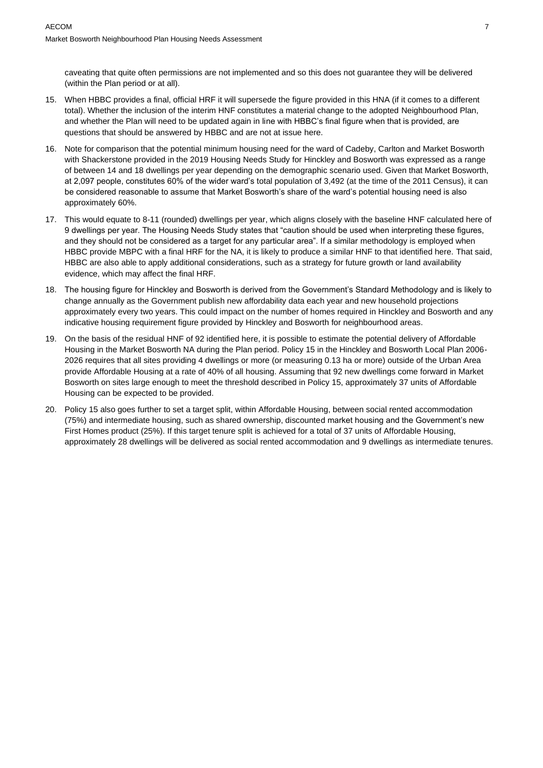caveating that quite often permissions are not implemented and so this does not guarantee they will be delivered (within the Plan period or at all).

15. When HBBC provides a final, official HRF it will supersede the figure provided in this HNA (if it comes to a different total). Whether the inclusion of the interim HNF constitutes a material change to the adopted Neighbourhood Plan, and whether the Plan will need to be updated again in line with HBBC's final figure when that is provided, are questions that should be answered by HBBC and are not at issue here.

16. Note for comparison that the potential minimum housing need for the ward of Cadeby, Carlton and Market Bosworth with Shackerstone provided in the 2019 Housing Needs Study for Hinckley and Bosworth was expressed as a range of between 14 and 18 dwellings per year depending on the demographic scenario used. Given that Market Bosworth, at 2,097 people, constitutes 60% of the wider ward's total population of 3,492 (at the time of the 2011 Census), it can be considered reasonable to assume that Market Bosworth's share of the ward's potential housing need is also approximately 60%.

17. This would equate to 8-11 (rounded) dwellings per year, which aligns closely with the baseline HNF calculated here of 9 dwellings per year. The Housing Needs Study states that "caution should be used when interpreting these figures, and they should not be considered as a target for any particular area". If a similar methodology is employed when HBBC provide MBPC with a final HRF for the NA, it is likely to produce a similar HNF to that identified here. That said, HBBC are also able to apply additional considerations, such as a strategy for future growth or land availability evidence, which may affect the final HRF.

18. The housing figure for Hinckley and Bosworth is derived from the Government's Standard Methodology and is likely to change annually as the Government publish new affordability data each year and new household projections approximately every two years. This could impact on the number of homes required in Hinckley and Bosworth and any indicative housing requirement figure provided by Hinckley and Bosworth for neighbourhood areas.

19. On the basis of the residual HNF of 92 identified here, it is possible to estimate the potential delivery of Affordable Housing in the Market Bosworth NA during the Plan period. Policy 15 in the Hinckley and Bosworth Local Plan 2006-2026 requires that all sites providing 4 dwellings or more (or measuring 0.13 ha or more) outside of the Urban Area provide Affordable Housing at a rate of 40% of all housing. Assuming that 92 new dwellings come forward in Market Bosworth on sites large enough to meet the threshold described in Policy 15, approximately 37 units of Affordable Housing can be expected to be provided.

20. Policy 15 also goes further to set a target split, within Affordable Housing, between social rented accommodation (75%) and intermediate housing, such as shared ownership, discounted market housing and the Government's new First Homes product (25%). If this target tenure split is achieved for a total of 37 units of Affordable Housing, approximately 28 dwellings will be delivered as social rented accommodation and 9 dwellings as intermediate tenures.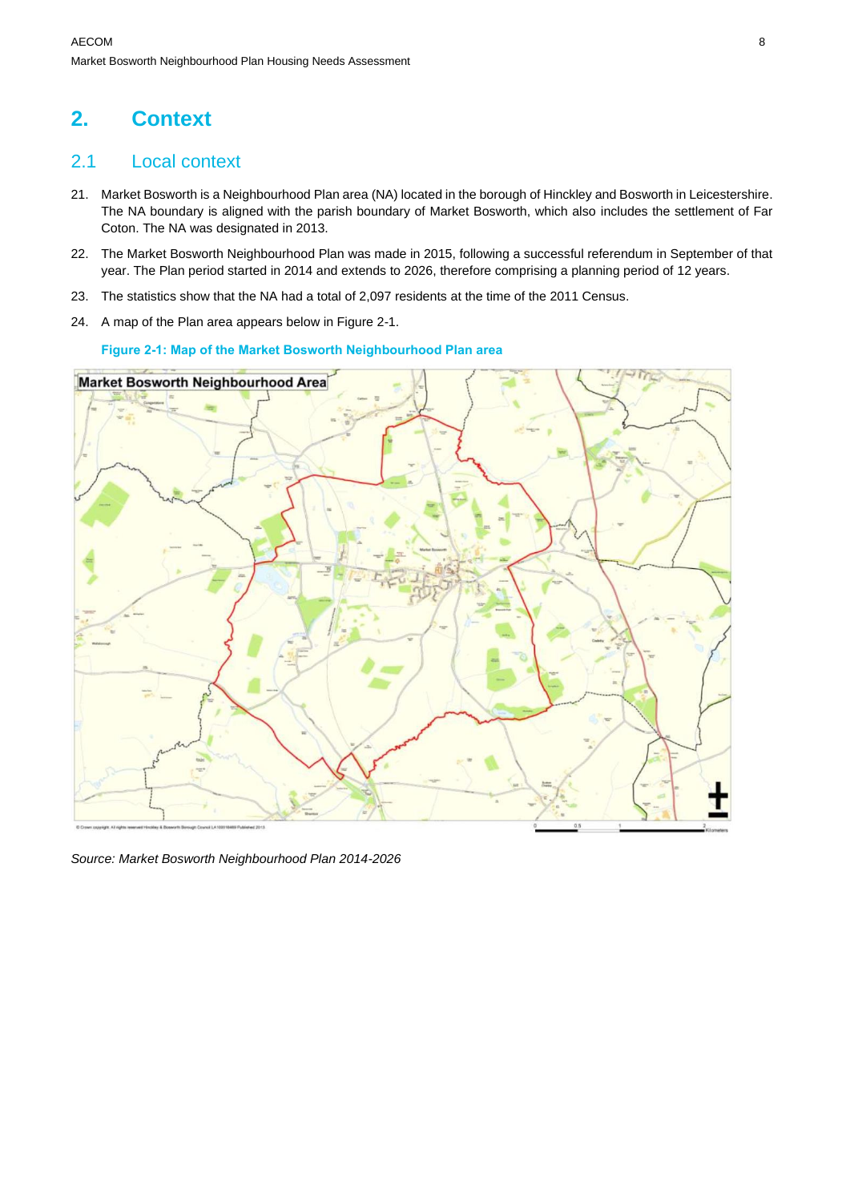# 2. Context

## 2.1 Local context

21. Market Bosworth is a Neighbourhood Plan area (NA) located in the borough of Hinckley and Bosworth in Leicestershire. The NA boundary is aligned with the parish boundary of Market Bosworth, which also includes the settlement of Far Coton. The NA was designated in 2013.

22. The Market Bosworth Neighbourhood Plan was made in 2015, following a successful referendum in September of that year. The Plan period started in 2014 and extends to 2026, therefore comprising a planning period of 12 years.

23. The statistics show that the NA had a total of 2,097 residents at the time of the 2011 Census.

24. A map of the Plan area appears below in Figure 2-1.

**Figure 2-1: Map of the Market Bosworth Neighbourhood Plan area**

*Source: Market Bosworth Neighbourhood Plan 2014-2026*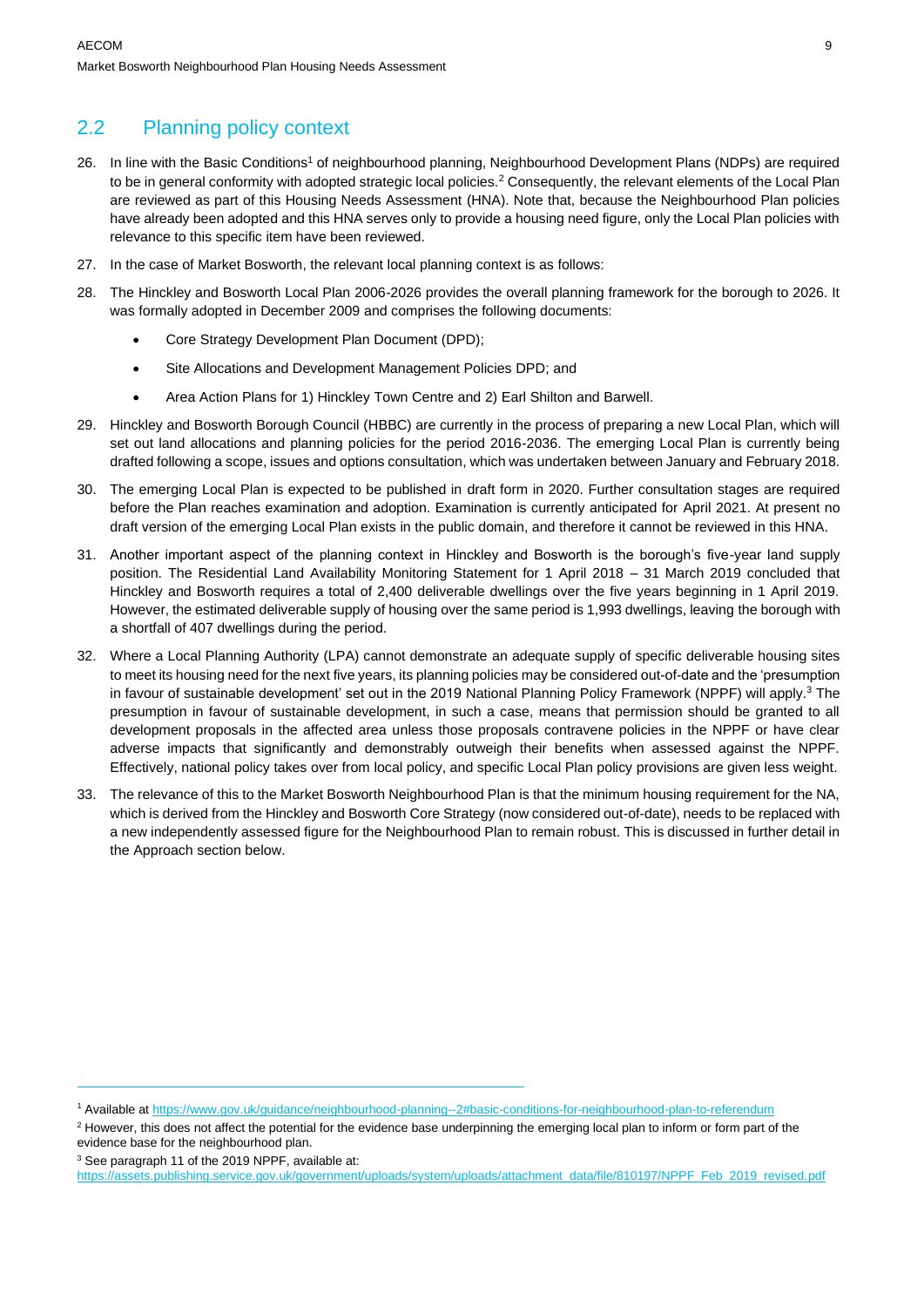## 2.2 Planning policy context

26. In line with the Basic Conditions[1] of neighbourhood planning, Neighbourhood Development Plans (NDPs) are required to be in general conformity with adopted strategic local policies.[2] Consequently, the relevant elements of the Local Plan are reviewed as part of this Housing Needs Assessment (HNA). Note that, because the Neighbourhood Plan policies have already been adopted and this HNA serves only to provide a housing need figure, only the Local Plan policies with relevance to this specific item have been reviewed.

27. In the case of Market Bosworth, the relevant local planning context is as follows:

28. The Hinckley and Bosworth Local Plan 2006-2026 provides the overall planning framework for the borough to 2026. It was formally adopted in December 2009 and comprises the following documents:

    - Core Strategy Development Plan Document (DPD);
    - Site Allocations and Development Management Policies DPD; and
    - Area Action Plans for 1) Hinckley Town Centre and 2) Earl Shilton and Barwell.

29. Hinckley and Bosworth Borough Council (HBBC) are currently in the process of preparing a new Local Plan, which will set out land allocations and planning policies for the period 2016-2036. The emerging Local Plan is currently being drafted following a scope, issues and options consultation, which was undertaken between January and February 2018.

30. The emerging Local Plan is expected to be published in draft form in 2020. Further consultation stages are required before the Plan reaches examination and adoption. Examination is currently anticipated for April 2021. At present no draft version of the emerging Local Plan exists in the public domain, and therefore it cannot be reviewed in this HNA.

31. Another important aspect of the planning context in Hinckley and Bosworth is the borough's five-year land supply position. The Residential Land Availability Monitoring Statement for 1 April 2018 – 31 March 2019 concluded that Hinckley and Bosworth requires a total of 2,400 deliverable dwellings over the five years beginning in 1 April 2019. However, the estimated deliverable supply of housing over the same period is 1,993 dwellings, leaving the borough with a shortfall of 407 dwellings during the period.

32. Where a Local Planning Authority (LPA) cannot demonstrate an adequate supply of specific deliverable housing sites to meet its housing need for the next five years, its planning policies may be considered out-of-date and the 'presumption in favour of sustainable development' set out in the 2019 National Planning Policy Framework (NPPF) will apply.[3] The presumption in favour of sustainable development, in such a case, means that permission should be granted to all development proposals in the affected area unless those proposals contravene policies in the NPPF or have clear adverse impacts that significantly and demonstrably outweigh their benefits when assessed against the NPPF. Effectively, national policy takes over from local policy, and specific Local Plan policy provisions are given less weight.

33. The relevance of this to the Market Bosworth Neighbourhood Plan is that the minimum housing requirement for the NA, which is derived from the Hinckley and Bosworth Core Strategy (now considered out-of-date), needs to be replaced with a new independently assessed figure for the Neighbourhood Plan to remain robust. This is discussed in further detail in the Approach section below.

---

[1] Available at https://www.gov.uk/guidance/neighbourhood-planning--2#basic-conditions-for-neighbourhood-plan-to-referendum

[2] However, this does not affect the potential for the evidence base underpinning the emerging local plan to inform or form part of the evidence base for the neighbourhood plan.

[3] See paragraph 11 of the 2019 NPPF, available at: https://assets.publishing.service.gov.uk/government/uploads/system/uploads/attachment_data/file/810197/NPPF_Feb_2019_revised.pdf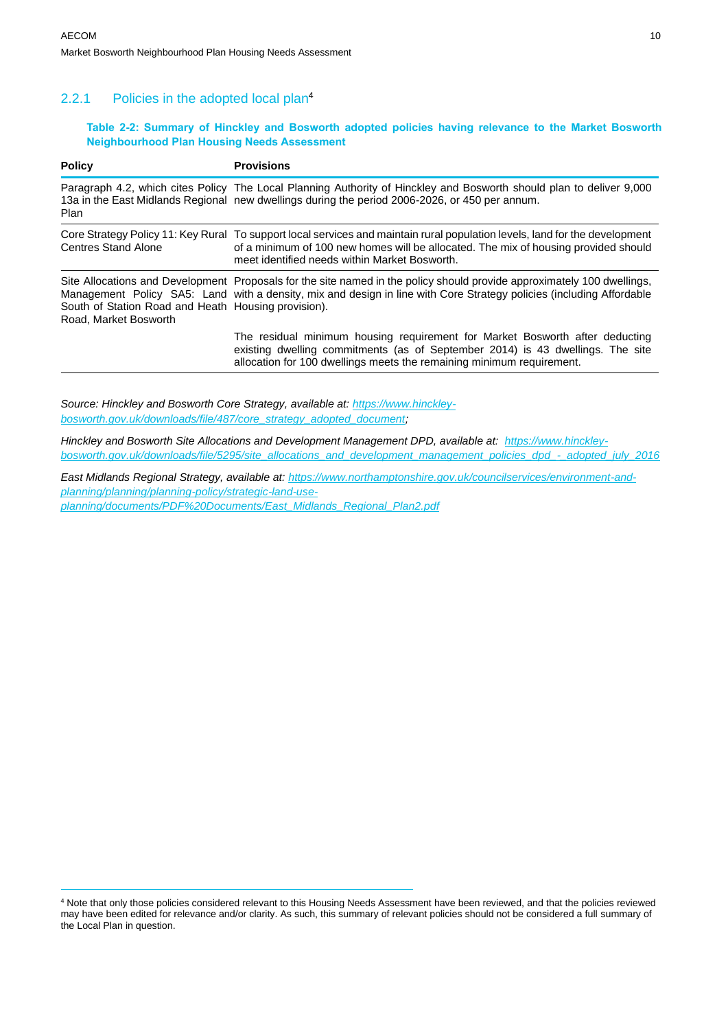### 2.2.1 Policies in the adopted local plan[4]

**Table 2-2: Summary of Hinckley and Bosworth adopted policies having relevance to the Market Bosworth Neighbourhood Plan Housing Needs Assessment**

| Policy | Provisions |
|---|---|
| Paragraph 4.2, which cites Policy 13a in the East Midlands Regional Plan | The Local Planning Authority of Hinckley and Bosworth should plan to deliver 9,000 new dwellings during the period 2006-2026, or 450 per annum. |
| Core Strategy Policy 11: Key Rural Centres Stand Alone | To support local services and maintain rural population levels, land for the development of a minimum of 100 new homes will be allocated. The mix of housing provided should meet identified needs within Market Bosworth. |
| Site Allocations and Development Management Policy SA5: Land South of Station Road and Heath Road, Market Bosworth | Proposals for the site named in the policy should provide approximately 100 dwellings, with a density, mix and design in line with Core Strategy policies (including Affordable Housing provision).<br><br>The residual minimum housing requirement for Market Bosworth after deducting existing dwelling commitments (as of September 2014) is 43 dwellings. The site allocation for 100 dwellings meets the remaining minimum requirement. |

*Source: Hinckley and Bosworth Core Strategy, available at: https://www.hinckley-bosworth.gov.uk/downloads/file/487/core_strategy_adopted_document;*

*Hinckley and Bosworth Site Allocations and Development Management DPD, available at: https://www.hinckley-bosworth.gov.uk/downloads/file/5295/site_allocations_and_development_management_policies_dpd_-_adopted_july_2016*

*East Midlands Regional Strategy, available at: https://www.northamptonshire.gov.uk/councilservices/environment-and-planning/planning/planning-policy/strategic-land-use-planning/documents/PDF%20Documents/East_Midlands_Regional_Plan2.pdf*

[4] Note that only those policies considered relevant to this Housing Needs Assessment have been reviewed, and that the policies reviewed may have been edited for relevance and/or clarity. As such, this summary of relevant policies should not be considered a full summary of the Local Plan in question.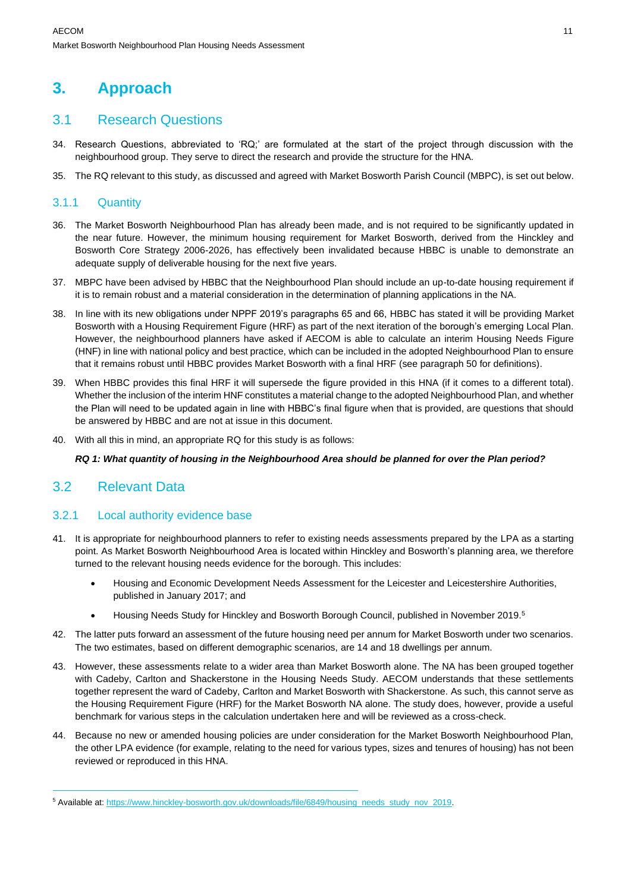# 3. Approach

## 3.1 Research Questions

34. Research Questions, abbreviated to 'RQ;' are formulated at the start of the project through discussion with the neighbourhood group. They serve to direct the research and provide the structure for the HNA.

35. The RQ relevant to this study, as discussed and agreed with Market Bosworth Parish Council (MBPC), is set out below.

### 3.1.1 Quantity

36. The Market Bosworth Neighbourhood Plan has already been made, and is not required to be significantly updated in the near future. However, the minimum housing requirement for Market Bosworth, derived from the Hinckley and Bosworth Core Strategy 2006-2026, has effectively been invalidated because HBBC is unable to demonstrate an adequate supply of deliverable housing for the next five years.

37. MBPC have been advised by HBBC that the Neighbourhood Plan should include an up-to-date housing requirement if it is to remain robust and a material consideration in the determination of planning applications in the NA.

38. In line with its new obligations under NPPF 2019's paragraphs 65 and 66, HBBC has stated it will be providing Market Bosworth with a Housing Requirement Figure (HRF) as part of the next iteration of the borough's emerging Local Plan. However, the neighbourhood planners have asked if AECOM is able to calculate an interim Housing Needs Figure (HNF) in line with national policy and best practice, which can be included in the adopted Neighbourhood Plan to ensure that it remains robust until HBBC provides Market Bosworth with a final HRF (see paragraph 50 for definitions).

39. When HBBC provides this final HRF it will supersede the figure provided in this HNA (if it comes to a different total). Whether the inclusion of the interim HNF constitutes a material change to the adopted Neighbourhood Plan, and whether the Plan will need to be updated again in line with HBBC's final figure when that is provided, are questions that should be answered by HBBC and are not at issue in this document.

40. With all this in mind, an appropriate RQ for this study is as follows:

***RQ 1: What quantity of housing in the Neighbourhood Area should be planned for over the Plan period?***

## 3.2 Relevant Data

### 3.2.1 Local authority evidence base

41. It is appropriate for neighbourhood planners to refer to existing needs assessments prepared by the LPA as a starting point. As Market Bosworth Neighbourhood Area is located within Hinckley and Bosworth's planning area, we therefore turned to the relevant housing needs evidence for the borough. This includes:

    - Housing and Economic Development Needs Assessment for the Leicester and Leicestershire Authorities, published in January 2017; and
    - Housing Needs Study for Hinckley and Bosworth Borough Council, published in November 2019.[5]

42. The latter puts forward an assessment of the future housing need per annum for Market Bosworth under two scenarios. The two estimates, based on different demographic scenarios, are 14 and 18 dwellings per annum.

43. However, these assessments relate to a wider area than Market Bosworth alone. The NA has been grouped together with Cadeby, Carlton and Shackerstone in the Housing Needs Study. AECOM understands that these settlements together represent the ward of Cadeby, Carlton and Market Bosworth with Shackerstone. As such, this cannot serve as the Housing Requirement Figure (HRF) for the Market Bosworth NA alone. The study does, however, provide a useful benchmark for various steps in the calculation undertaken here and will be reviewed as a cross-check.

44. Because no new or amended housing policies are under consideration for the Market Bosworth Neighbourhood Plan, the other LPA evidence (for example, relating to the need for various types, sizes and tenures of housing) has not been reviewed or reproduced in this HNA.

---

[5] Available at: https://www.hinckley-bosworth.gov.uk/downloads/file/6849/housing_needs_study_nov_2019.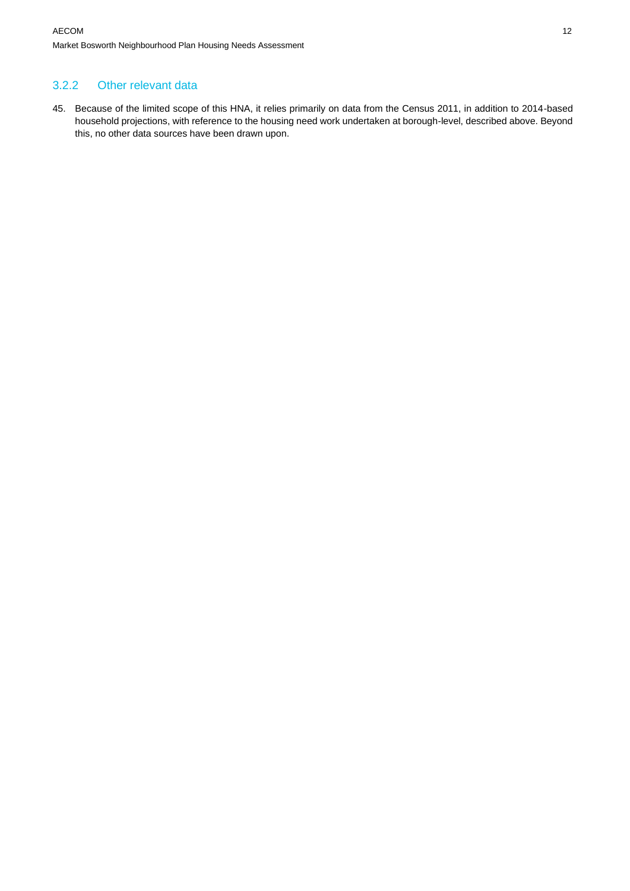### 3.2.2 Other relevant data

45. Because of the limited scope of this HNA, it relies primarily on data from the Census 2011, in addition to 2014-based household projections, with reference to the housing need work undertaken at borough-level, described above. Beyond this, no other data sources have been drawn upon.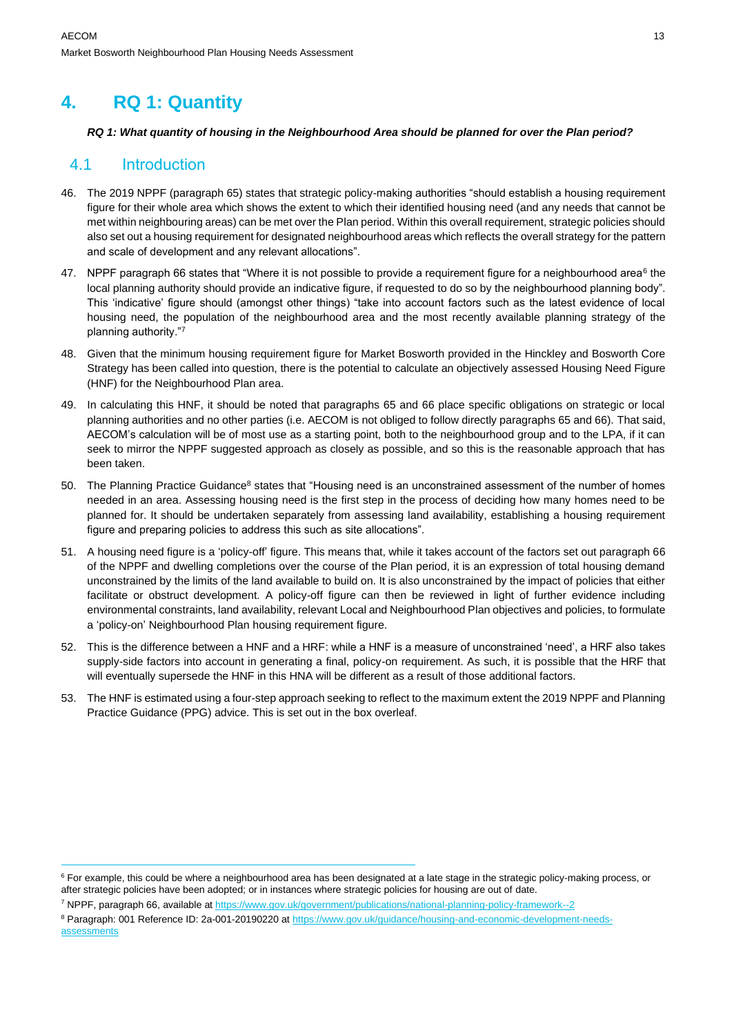# 4. RQ 1: Quantity

***RQ 1: What quantity of housing in the Neighbourhood Area should be planned for over the Plan period?***

## 4.1 Introduction

46. The 2019 NPPF (paragraph 65) states that strategic policy-making authorities "should establish a housing requirement figure for their whole area which shows the extent to which their identified housing need (and any needs that cannot be met within neighbouring areas) can be met over the Plan period. Within this overall requirement, strategic policies should also set out a housing requirement for designated neighbourhood areas which reflects the overall strategy for the pattern and scale of development and any relevant allocations".

47. NPPF paragraph 66 states that "Where it is not possible to provide a requirement figure for a neighbourhood area[6] the local planning authority should provide an indicative figure, if requested to do so by the neighbourhood planning body". This 'indicative' figure should (amongst other things) "take into account factors such as the latest evidence of local housing need, the population of the neighbourhood area and the most recently available planning strategy of the planning authority."[7]

48. Given that the minimum housing requirement figure for Market Bosworth provided in the Hinckley and Bosworth Core Strategy has been called into question, there is the potential to calculate an objectively assessed Housing Need Figure (HNF) for the Neighbourhood Plan area.

49. In calculating this HNF, it should be noted that paragraphs 65 and 66 place specific obligations on strategic or local planning authorities and no other parties (i.e. AECOM is not obliged to follow directly paragraphs 65 and 66). That said, AECOM's calculation will be of most use as a starting point, both to the neighbourhood group and to the LPA, if it can seek to mirror the NPPF suggested approach as closely as possible, and so this is the reasonable approach that has been taken.

50. The Planning Practice Guidance[8] states that "Housing need is an unconstrained assessment of the number of homes needed in an area. Assessing housing need is the first step in the process of deciding how many homes need to be planned for. It should be undertaken separately from assessing land availability, establishing a housing requirement figure and preparing policies to address this such as site allocations".

51. A housing need figure is a 'policy-off' figure. This means that, while it takes account of the factors set out paragraph 66 of the NPPF and dwelling completions over the course of the Plan period, it is an expression of total housing demand unconstrained by the limits of the land available to build on. It is also unconstrained by the impact of policies that either facilitate or obstruct development. A policy-off figure can then be reviewed in light of further evidence including environmental constraints, land availability, relevant Local and Neighbourhood Plan objectives and policies, to formulate a 'policy-on' Neighbourhood Plan housing requirement figure.

52. This is the difference between a HNF and a HRF: while a HNF is a measure of unconstrained 'need', a HRF also takes supply-side factors into account in generating a final, policy-on requirement. As such, it is possible that the HRF that will eventually supersede the HNF in this HNA will be different as a result of those additional factors.

53. The HNF is estimated using a four-step approach seeking to reflect to the maximum extent the 2019 NPPF and Planning Practice Guidance (PPG) advice. This is set out in the box overleaf.

---

[6] For example, this could be where a neighbourhood area has been designated at a late stage in the strategic policy-making process, or after strategic policies have been adopted; or in instances where strategic policies for housing are out of date.

[7] NPPF, paragraph 66, available at https://www.gov.uk/government/publications/national-planning-policy-framework--2

[8] Paragraph: 001 Reference ID: 2a-001-20190220 at https://www.gov.uk/guidance/housing-and-economic-development-needs-assessments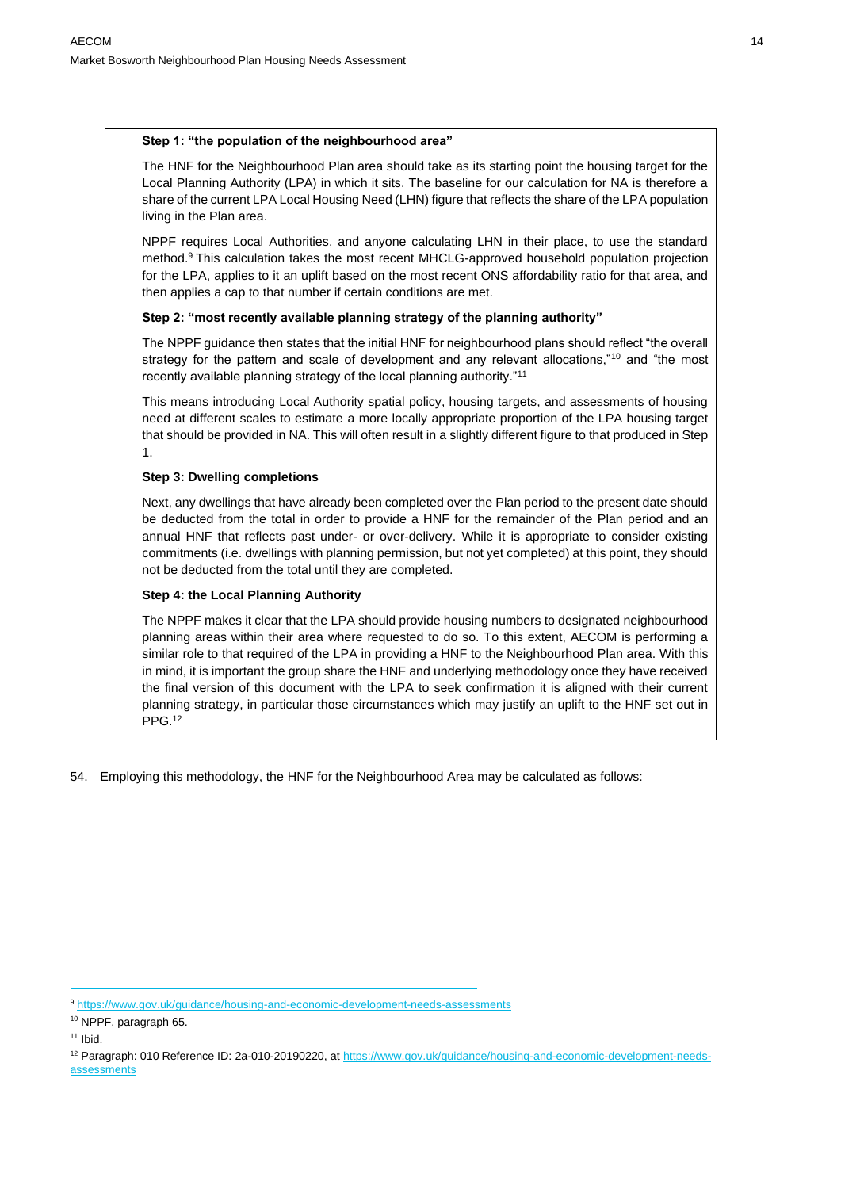**Step 1: "the population of the neighbourhood area"**

The HNF for the Neighbourhood Plan area should take as its starting point the housing target for the Local Planning Authority (LPA) in which it sits. The baseline for our calculation for NA is therefore a share of the current LPA Local Housing Need (LHN) figure that reflects the share of the LPA population living in the Plan area.

NPPF requires Local Authorities, and anyone calculating LHN in their place, to use the standard method.[9] This calculation takes the most recent MHCLG-approved household population projection for the LPA, applies to it an uplift based on the most recent ONS affordability ratio for that area, and then applies a cap to that number if certain conditions are met.

**Step 2: "most recently available planning strategy of the planning authority"**

The NPPF guidance then states that the initial HNF for neighbourhood plans should reflect "the overall strategy for the pattern and scale of development and any relevant allocations,"[10] and "the most recently available planning strategy of the local planning authority."[11]

This means introducing Local Authority spatial policy, housing targets, and assessments of housing need at different scales to estimate a more locally appropriate proportion of the LPA housing target that should be provided in NA. This will often result in a slightly different figure to that produced in Step 1.

**Step 3: Dwelling completions**

Next, any dwellings that have already been completed over the Plan period to the present date should be deducted from the total in order to provide a HNF for the remainder of the Plan period and an annual HNF that reflects past under- or over-delivery. While it is appropriate to consider existing commitments (i.e. dwellings with planning permission, but not yet completed) at this point, they should not be deducted from the total until they are completed.

**Step 4: the Local Planning Authority**

The NPPF makes it clear that the LPA should provide housing numbers to designated neighbourhood planning areas within their area where requested to do so. To this extent, AECOM is performing a similar role to that required of the LPA in providing a HNF to the Neighbourhood Plan area. With this in mind, it is important the group share the HNF and underlying methodology once they have received the final version of this document with the LPA to seek confirmation it is aligned with their current planning strategy, in particular those circumstances which may justify an uplift to the HNF set out in PPG.[12]

54. Employing this methodology, the HNF for the Neighbourhood Area may be calculated as follows:

---

[9] https://www.gov.uk/guidance/housing-and-economic-development-needs-assessments

[10] NPPF, paragraph 65.

[11] Ibid.

[12] Paragraph: 010 Reference ID: 2a-010-20190220, at https://www.gov.uk/guidance/housing-and-economic-development-needs-assessments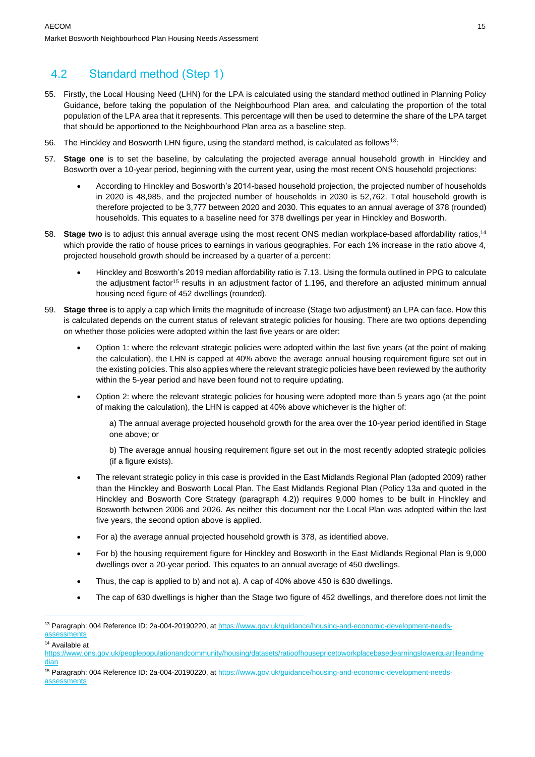## 4.2 Standard method (Step 1)

55. Firstly, the Local Housing Need (LHN) for the LPA is calculated using the standard method outlined in Planning Policy Guidance, before taking the population of the Neighbourhood Plan area, and calculating the proportion of the total population of the LPA area that it represents. This percentage will then be used to determine the share of the LPA target that should be apportioned to the Neighbourhood Plan area as a baseline step.

56. The Hinckley and Bosworth LHN figure, using the standard method, is calculated as follows[13]:

57. **Stage one** is to set the baseline, by calculating the projected average annual household growth in Hinckley and Bosworth over a 10-year period, beginning with the current year, using the most recent ONS household projections:

    - According to Hinckley and Bosworth's 2014-based household projection, the projected number of households in 2020 is 48,985, and the projected number of households in 2030 is 52,762. Total household growth is therefore projected to be 3,777 between 2020 and 2030. This equates to an annual average of 378 (rounded) households. This equates to a baseline need for 378 dwellings per year in Hinckley and Bosworth.

58. **Stage two** is to adjust this annual average using the most recent ONS median workplace-based affordability ratios,[14] which provide the ratio of house prices to earnings in various geographies. For each 1% increase in the ratio above 4, projected household growth should be increased by a quarter of a percent:

    - Hinckley and Bosworth's 2019 median affordability ratio is 7.13. Using the formula outlined in PPG to calculate the adjustment factor[15] results in an adjustment factor of 1.196, and therefore an adjusted minimum annual housing need figure of 452 dwellings (rounded).

59. **Stage three** is to apply a cap which limits the magnitude of increase (Stage two adjustment) an LPA can face. How this is calculated depends on the current status of relevant strategic policies for housing. There are two options depending on whether those policies were adopted within the last five years or are older:

    - Option 1: where the relevant strategic policies were adopted within the last five years (at the point of making the calculation), the LHN is capped at 40% above the average annual housing requirement figure set out in the existing policies. This also applies where the relevant strategic policies have been reviewed by the authority within the 5-year period and have been found not to require updating.
    - Option 2: where the relevant strategic policies for housing were adopted more than 5 years ago (at the point of making the calculation), the LHN is capped at 40% above whichever is the higher of:

      a) The annual average projected household growth for the area over the 10-year period identified in Stage one above; or

      b) The average annual housing requirement figure set out in the most recently adopted strategic policies (if a figure exists).

    - The relevant strategic policy in this case is provided in the East Midlands Regional Plan (adopted 2009) rather than the Hinckley and Bosworth Local Plan. The East Midlands Regional Plan (Policy 13a and quoted in the Hinckley and Bosworth Core Strategy (paragraph 4.2)) requires 9,000 homes to be built in Hinckley and Bosworth between 2006 and 2026. As neither this document nor the Local Plan was adopted within the last five years, the second option above is applied.
    - For a) the average annual projected household growth is 378, as identified above.
    - For b) the housing requirement figure for Hinckley and Bosworth in the East Midlands Regional Plan is 9,000 dwellings over a 20-year period. This equates to an annual average of 450 dwellings.
    - Thus, the cap is applied to b) and not a). A cap of 40% above 450 is 630 dwellings.
    - The cap of 630 dwellings is higher than the Stage two figure of 452 dwellings, and therefore does not limit the

---

[13] Paragraph: 004 Reference ID: 2a-004-20190220, at https://www.gov.uk/guidance/housing-and-economic-development-needs-assessments

[14] Available at https://www.ons.gov.uk/peoplepopulationandcommunity/housing/datasets/ratioofhousepricetoworkplacebasedearningslowerquartileandmedian

[15] Paragraph: 004 Reference ID: 2a-004-20190220, at https://www.gov.uk/guidance/housing-and-economic-development-needs-assessments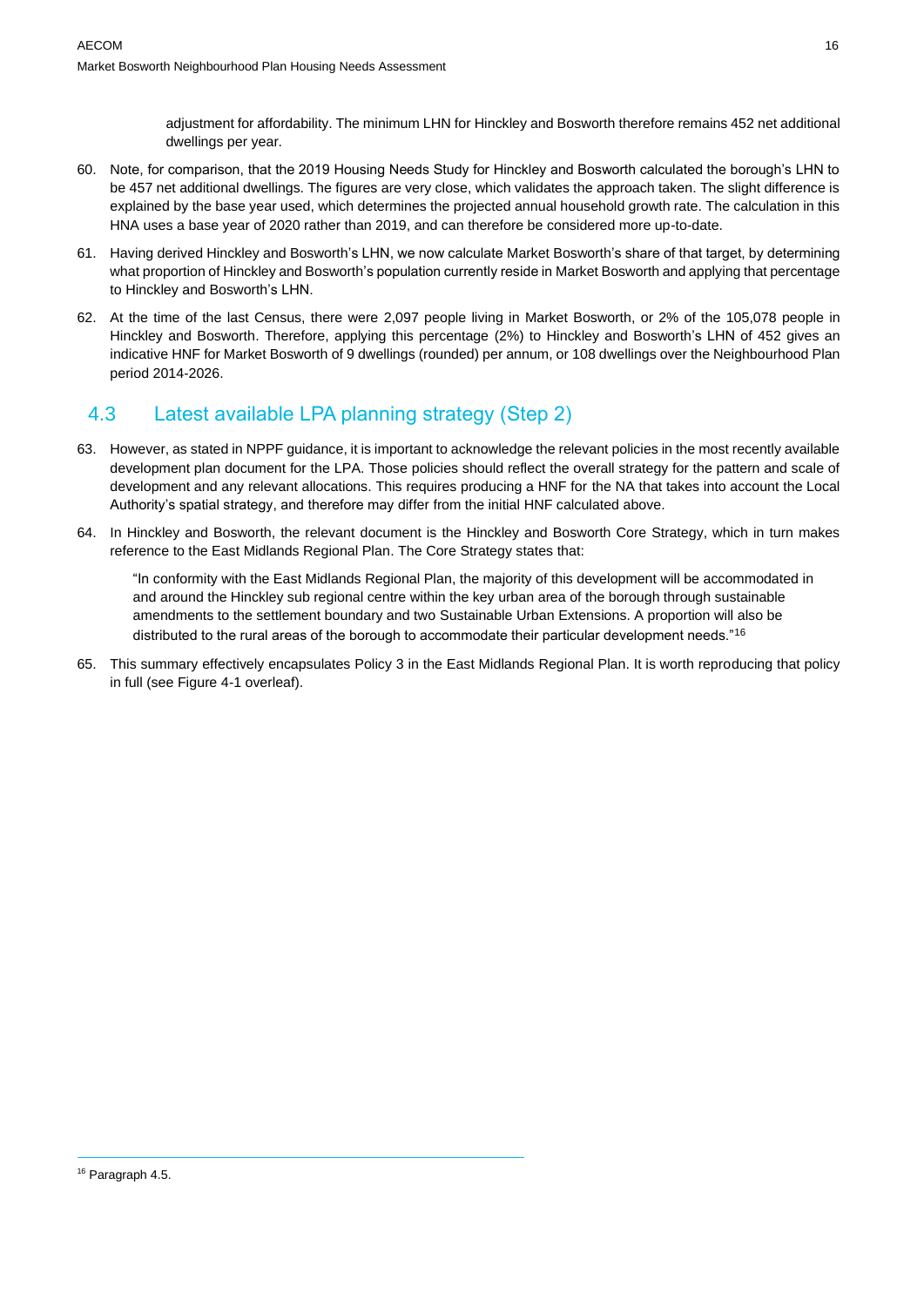adjustment for affordability. The minimum LHN for Hinckley and Bosworth therefore remains 452 net additional dwellings per year.

60. Note, for comparison, that the 2019 Housing Needs Study for Hinckley and Bosworth calculated the borough's LHN to be 457 net additional dwellings. The figures are very close, which validates the approach taken. The slight difference is explained by the base year used, which determines the projected annual household growth rate. The calculation in this HNA uses a base year of 2020 rather than 2019, and can therefore be considered more up-to-date.

61. Having derived Hinckley and Bosworth's LHN, we now calculate Market Bosworth's share of that target, by determining what proportion of Hinckley and Bosworth's population currently reside in Market Bosworth and applying that percentage to Hinckley and Bosworth's LHN.

62. At the time of the last Census, there were 2,097 people living in Market Bosworth, or 2% of the 105,078 people in Hinckley and Bosworth. Therefore, applying this percentage (2%) to Hinckley and Bosworth's LHN of 452 gives an indicative HNF for Market Bosworth of 9 dwellings (rounded) per annum, or 108 dwellings over the Neighbourhood Plan period 2014-2026.

## 4.3 Latest available LPA planning strategy (Step 2)

63. However, as stated in NPPF guidance, it is important to acknowledge the relevant policies in the most recently available development plan document for the LPA. Those policies should reflect the overall strategy for the pattern and scale of development and any relevant allocations. This requires producing a HNF for the NA that takes into account the Local Authority's spatial strategy, and therefore may differ from the initial HNF calculated above.

64. In Hinckley and Bosworth, the relevant document is the Hinckley and Bosworth Core Strategy, which in turn makes reference to the East Midlands Regional Plan. The Core Strategy states that:

> "In conformity with the East Midlands Regional Plan, the majority of this development will be accommodated in and around the Hinckley sub regional centre within the key urban area of the borough through sustainable amendments to the settlement boundary and two Sustainable Urban Extensions. A proportion will also be distributed to the rural areas of the borough to accommodate their particular development needs."[16]

65. This summary effectively encapsulates Policy 3 in the East Midlands Regional Plan. It is worth reproducing that policy in full (see Figure 4-1 overleaf).

---

[16] Paragraph 4.5.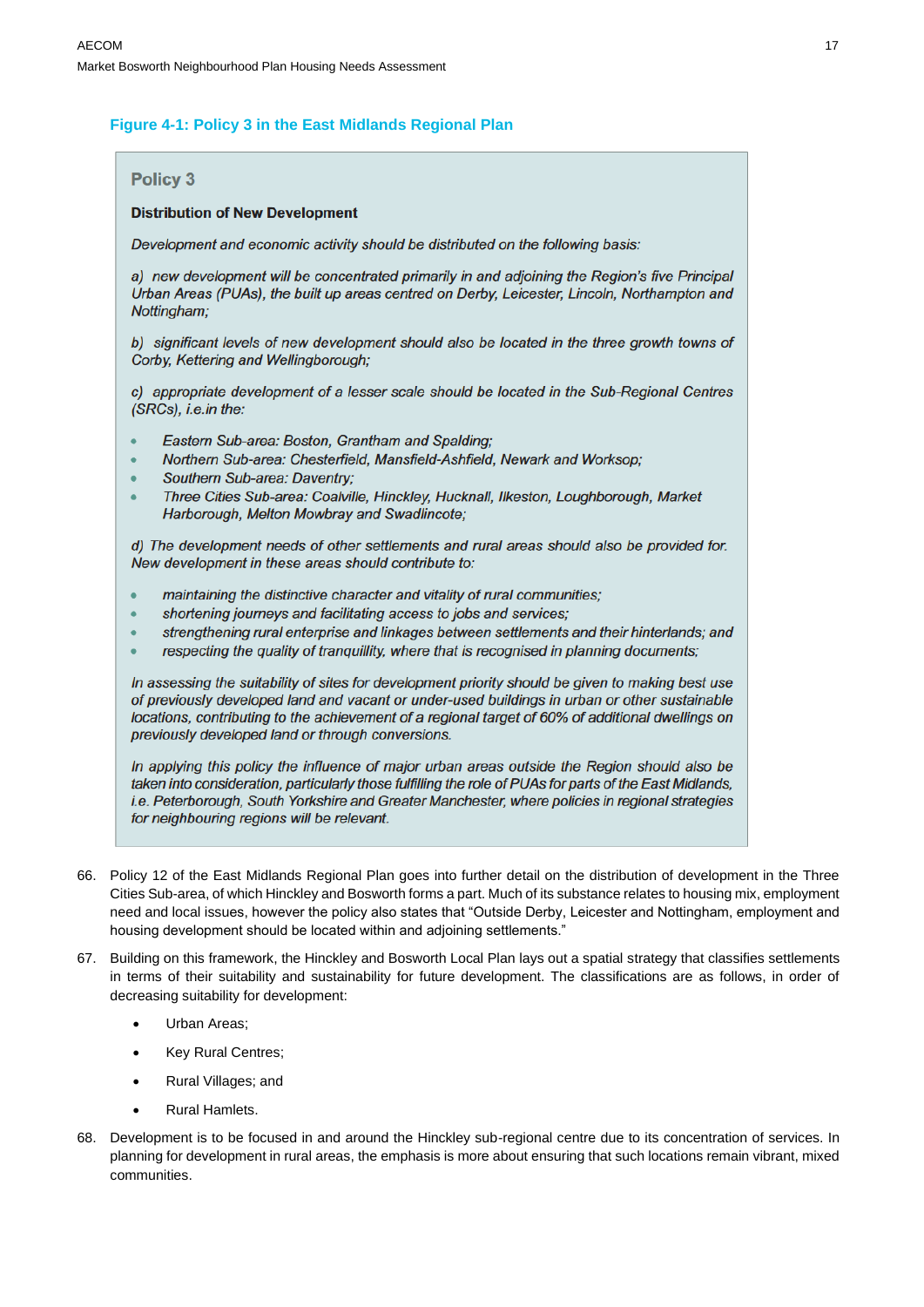**Figure 4-1: Policy 3 in the East Midlands Regional Plan**

> **Policy 3**
>
> **Distribution of New Development**
>
> *Development and economic activity should be distributed on the following basis:*
>
> *a) new development will be concentrated primarily in and adjoining the Region's five Principal Urban Areas (PUAs), the built up areas centred on Derby, Leicester, Lincoln, Northampton and Nottingham;*
>
> *b) significant levels of new development should also be located in the three growth towns of Corby, Kettering and Wellingborough;*
>
> *c) appropriate development of a lesser scale should be located in the Sub-Regional Centres (SRCs), i.e.in the:*
>
> - *Eastern Sub-area: Boston, Grantham and Spalding;*
> - *Northern Sub-area: Chesterfield, Mansfield-Ashfield, Newark and Worksop;*
> - *Southern Sub-area: Daventry;*
> - *Three Cities Sub-area: Coalville, Hinckley, Hucknall, Ilkeston, Loughborough, Market Harborough, Melton Mowbray and Swadlincote;*
>
> *d) The development needs of other settlements and rural areas should also be provided for. New development in these areas should contribute to:*
>
> - *maintaining the distinctive character and vitality of rural communities;*
> - *shortening journeys and facilitating access to jobs and services;*
> - *strengthening rural enterprise and linkages between settlements and their hinterlands; and*
> - *respecting the quality of tranquillity, where that is recognised in planning documents;*
>
> *In assessing the suitability of sites for development priority should be given to making best use of previously developed land and vacant or under-used buildings in urban or other sustainable locations, contributing to the achievement of a regional target of 60% of additional dwellings on previously developed land or through conversions.*
>
> *In applying this policy the influence of major urban areas outside the Region should also be taken into consideration, particularly those fulfilling the role of PUAs for parts of the East Midlands, i.e. Peterborough, South Yorkshire and Greater Manchester, where policies in regional strategies for neighbouring regions will be relevant.*

66. Policy 12 of the East Midlands Regional Plan goes into further detail on the distribution of development in the Three Cities Sub-area, of which Hinckley and Bosworth forms a part. Much of its substance relates to housing mix, employment need and local issues, however the policy also states that "Outside Derby, Leicester and Nottingham, employment and housing development should be located within and adjoining settlements."

67. Building on this framework, the Hinckley and Bosworth Local Plan lays out a spatial strategy that classifies settlements in terms of their suitability and sustainability for future development. The classifications are as follows, in order of decreasing suitability for development:

    - Urban Areas;
    - Key Rural Centres;
    - Rural Villages; and
    - Rural Hamlets.

68. Development is to be focused in and around the Hinckley sub-regional centre due to its concentration of services. In planning for development in rural areas, the emphasis is more about ensuring that such locations remain vibrant, mixed communities.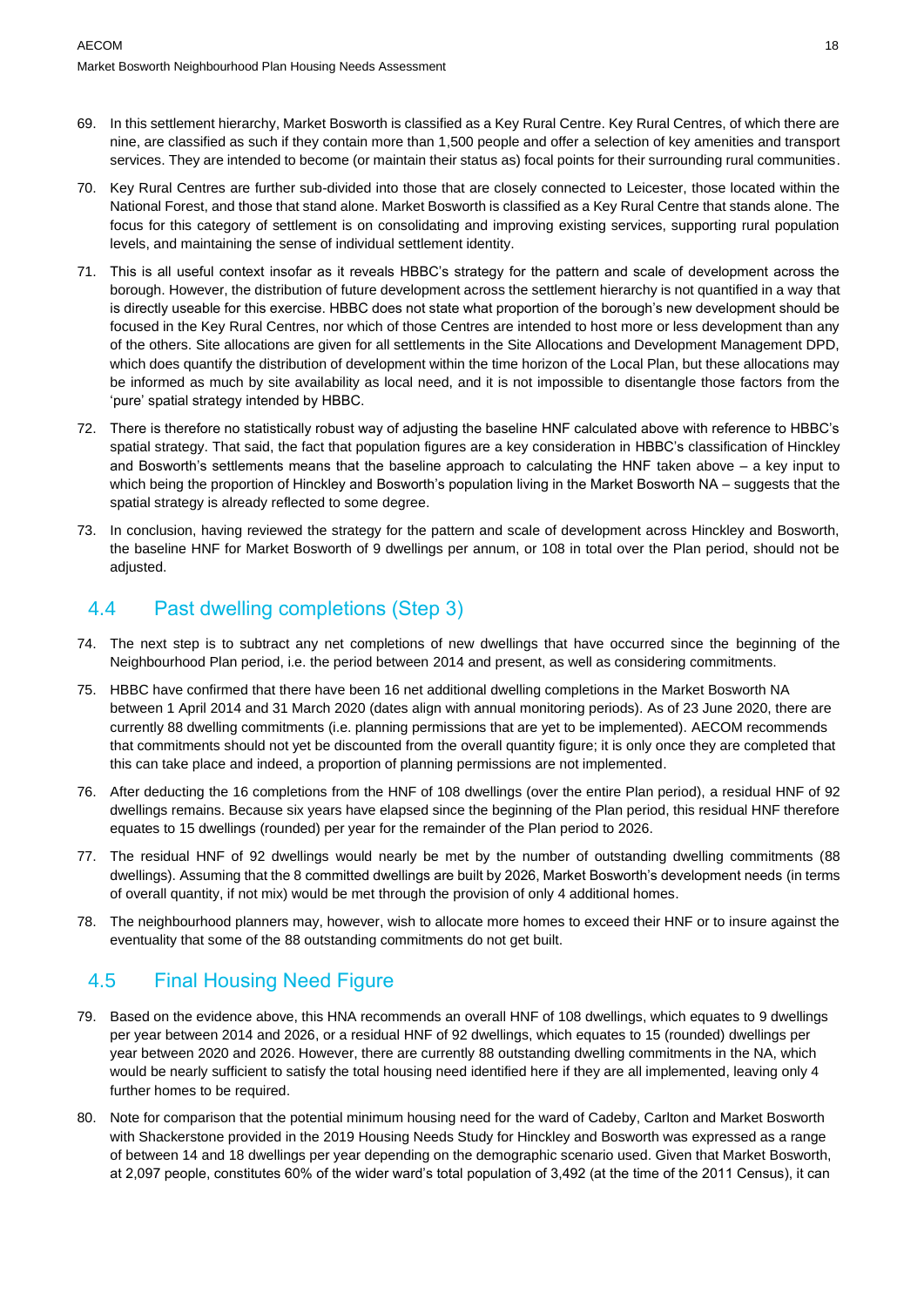69. In this settlement hierarchy, Market Bosworth is classified as a Key Rural Centre. Key Rural Centres, of which there are nine, are classified as such if they contain more than 1,500 people and offer a selection of key amenities and transport services. They are intended to become (or maintain their status as) focal points for their surrounding rural communities.

70. Key Rural Centres are further sub-divided into those that are closely connected to Leicester, those located within the National Forest, and those that stand alone. Market Bosworth is classified as a Key Rural Centre that stands alone. The focus for this category of settlement is on consolidating and improving existing services, supporting rural population levels, and maintaining the sense of individual settlement identity.

71. This is all useful context insofar as it reveals HBBC's strategy for the pattern and scale of development across the borough. However, the distribution of future development across the settlement hierarchy is not quantified in a way that is directly useable for this exercise. HBBC does not state what proportion of the borough's new development should be focused in the Key Rural Centres, nor which of those Centres are intended to host more or less development than any of the others. Site allocations are given for all settlements in the Site Allocations and Development Management DPD, which does quantify the distribution of development within the time horizon of the Local Plan, but these allocations may be informed as much by site availability as local need, and it is not impossible to disentangle those factors from the 'pure' spatial strategy intended by HBBC.

72. There is therefore no statistically robust way of adjusting the baseline HNF calculated above with reference to HBBC's spatial strategy. That said, the fact that population figures are a key consideration in HBBC's classification of Hinckley and Bosworth's settlements means that the baseline approach to calculating the HNF taken above – a key input to which being the proportion of Hinckley and Bosworth's population living in the Market Bosworth NA – suggests that the spatial strategy is already reflected to some degree.

73. In conclusion, having reviewed the strategy for the pattern and scale of development across Hinckley and Bosworth, the baseline HNF for Market Bosworth of 9 dwellings per annum, or 108 in total over the Plan period, should not be adjusted.

## 4.4 Past dwelling completions (Step 3)

74. The next step is to subtract any net completions of new dwellings that have occurred since the beginning of the Neighbourhood Plan period, i.e. the period between 2014 and present, as well as considering commitments.

75. HBBC have confirmed that there have been 16 net additional dwelling completions in the Market Bosworth NA between 1 April 2014 and 31 March 2020 (dates align with annual monitoring periods). As of 23 June 2020, there are currently 88 dwelling commitments (i.e. planning permissions that are yet to be implemented). AECOM recommends that commitments should not yet be discounted from the overall quantity figure; it is only once they are completed that this can take place and indeed, a proportion of planning permissions are not implemented.

76. After deducting the 16 completions from the HNF of 108 dwellings (over the entire Plan period), a residual HNF of 92 dwellings remains. Because six years have elapsed since the beginning of the Plan period, this residual HNF therefore equates to 15 dwellings (rounded) per year for the remainder of the Plan period to 2026.

77. The residual HNF of 92 dwellings would nearly be met by the number of outstanding dwelling commitments (88 dwellings). Assuming that the 8 committed dwellings are built by 2026, Market Bosworth's development needs (in terms of overall quantity, if not mix) would be met through the provision of only 4 additional homes.

78. The neighbourhood planners may, however, wish to allocate more homes to exceed their HNF or to insure against the eventuality that some of the 88 outstanding commitments do not get built.

## 4.5 Final Housing Need Figure

79. Based on the evidence above, this HNA recommends an overall HNF of 108 dwellings, which equates to 9 dwellings per year between 2014 and 2026, or a residual HNF of 92 dwellings, which equates to 15 (rounded) dwellings per year between 2020 and 2026. However, there are currently 88 outstanding dwelling commitments in the NA, which would be nearly sufficient to satisfy the total housing need identified here if they are all implemented, leaving only 4 further homes to be required.

80. Note for comparison that the potential minimum housing need for the ward of Cadeby, Carlton and Market Bosworth with Shackerstone provided in the 2019 Housing Needs Study for Hinckley and Bosworth was expressed as a range of between 14 and 18 dwellings per year depending on the demographic scenario used. Given that Market Bosworth, at 2,097 people, constitutes 60% of the wider ward's total population of 3,492 (at the time of the 2011 Census), it can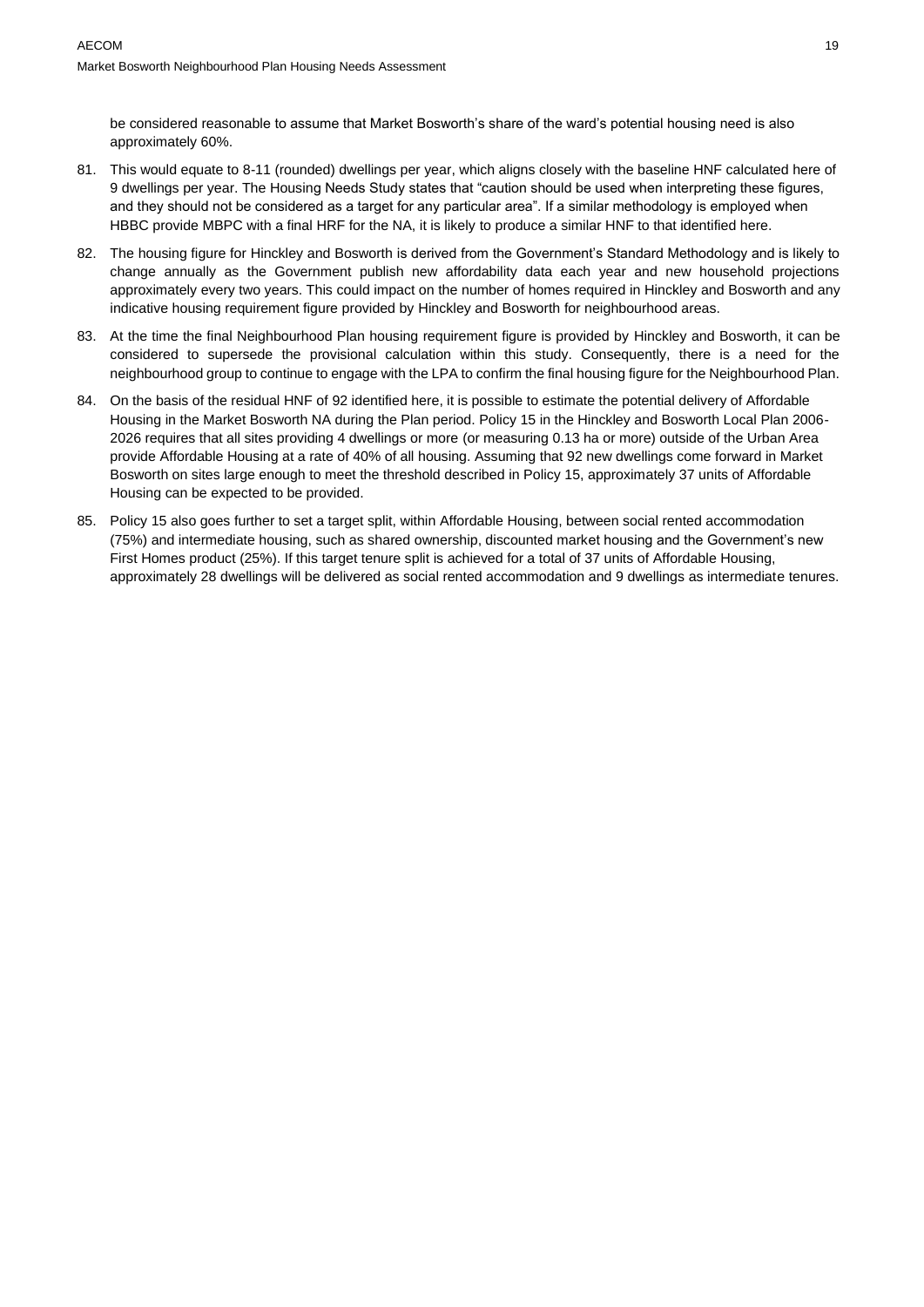be considered reasonable to assume that Market Bosworth's share of the ward's potential housing need is also approximately 60%.

81. This would equate to 8-11 (rounded) dwellings per year, which aligns closely with the baseline HNF calculated here of 9 dwellings per year. The Housing Needs Study states that "caution should be used when interpreting these figures, and they should not be considered as a target for any particular area". If a similar methodology is employed when HBBC provide MBPC with a final HRF for the NA, it is likely to produce a similar HNF to that identified here.

82. The housing figure for Hinckley and Bosworth is derived from the Government's Standard Methodology and is likely to change annually as the Government publish new affordability data each year and new household projections approximately every two years. This could impact on the number of homes required in Hinckley and Bosworth and any indicative housing requirement figure provided by Hinckley and Bosworth for neighbourhood areas.

83. At the time the final Neighbourhood Plan housing requirement figure is provided by Hinckley and Bosworth, it can be considered to supersede the provisional calculation within this study. Consequently, there is a need for the neighbourhood group to continue to engage with the LPA to confirm the final housing figure for the Neighbourhood Plan.

84. On the basis of the residual HNF of 92 identified here, it is possible to estimate the potential delivery of Affordable Housing in the Market Bosworth NA during the Plan period. Policy 15 in the Hinckley and Bosworth Local Plan 2006-2026 requires that all sites providing 4 dwellings or more (or measuring 0.13 ha or more) outside of the Urban Area provide Affordable Housing at a rate of 40% of all housing. Assuming that 92 new dwellings come forward in Market Bosworth on sites large enough to meet the threshold described in Policy 15, approximately 37 units of Affordable Housing can be expected to be provided.

85. Policy 15 also goes further to set a target split, within Affordable Housing, between social rented accommodation (75%) and intermediate housing, such as shared ownership, discounted market housing and the Government's new First Homes product (25%). If this target tenure split is achieved for a total of 37 units of Affordable Housing, approximately 28 dwellings will be delivered as social rented accommodation and 9 dwellings as intermediate tenures.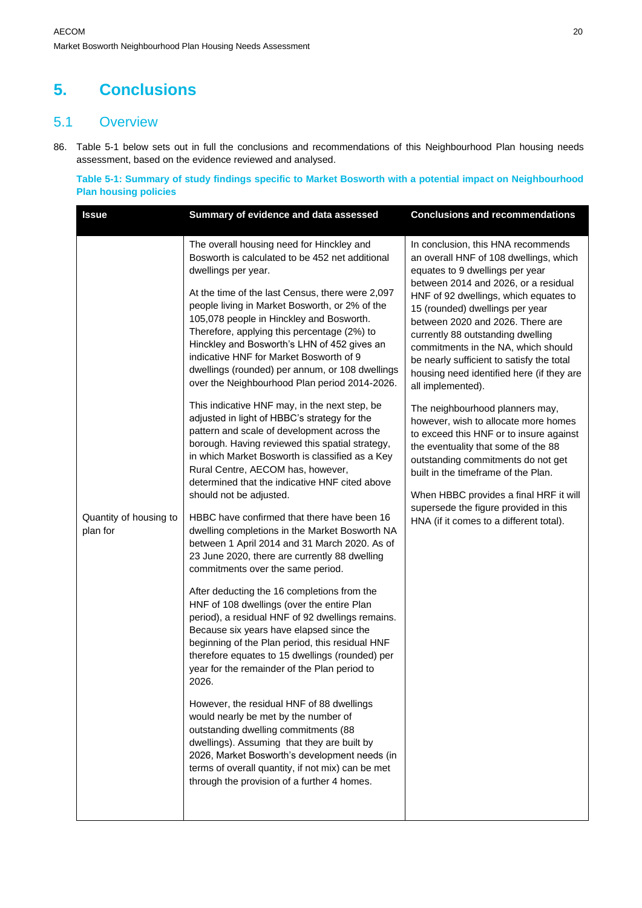# 5. Conclusions

## 5.1 Overview

86. Table 5-1 below sets out in full the conclusions and recommendations of this Neighbourhood Plan housing needs assessment, based on the evidence reviewed and analysed.

**Table 5-1: Summary of study findings specific to Market Bosworth with a potential impact on Neighbourhood Plan housing policies**

| Issue | Summary of evidence and data assessed | Conclusions and recommendations |
|---|---|---|
| Quantity of housing to plan for | The overall housing need for Hinckley and Bosworth is calculated to be 452 net additional dwellings per year.<br><br>At the time of the last Census, there were 2,097 people living in Market Bosworth, or 2% of the 105,078 people in Hinckley and Bosworth. Therefore, applying this percentage (2%) to Hinckley and Bosworth's LHN of 452 gives an indicative HNF for Market Bosworth of 9 dwellings (rounded) per annum, or 108 dwellings over the Neighbourhood Plan period 2014-2026.<br><br>This indicative HNF may, in the next step, be adjusted in light of HBBC's strategy for the pattern and scale of development across the borough. Having reviewed this spatial strategy, in which Market Bosworth is classified as a Key Rural Centre, AECOM has, however, determined that the indicative HNF cited above should not be adjusted.<br><br>HBBC have confirmed that there have been 16 dwelling completions in the Market Bosworth NA between 1 April 2014 and 31 March 2020. As of 23 June 2020, there are currently 88 dwelling commitments over the same period.<br><br>After deducting the 16 completions from the HNF of 108 dwellings (over the entire Plan period), a residual HNF of 92 dwellings remains. Because six years have elapsed since the beginning of the Plan period, this residual HNF therefore equates to 15 dwellings (rounded) per year for the remainder of the Plan period to 2026.<br><br>However, the residual HNF of 88 dwellings would nearly be met by the number of outstanding dwelling commitments (88 dwellings). Assuming that they are built by 2026, Market Bosworth's development needs (in terms of overall quantity, if not mix) can be met through the provision of a further 4 homes. | In conclusion, this HNA recommends an overall HNF of 108 dwellings, which equates to 9 dwellings per year between 2014 and 2026, or a residual HNF of 92 dwellings, which equates to 15 (rounded) dwellings per year between 2020 and 2026. There are currently 88 outstanding dwelling commitments in the NA, which should be nearly sufficient to satisfy the total housing need identified here (if they are all implemented).<br><br>The neighbourhood planners may, however, wish to allocate more homes to exceed this HNF or to insure against the eventuality that some of the 88 outstanding commitments do not get built in the timeframe of the Plan.<br><br>When HBBC provides a final HRF it will supersede the figure provided in this HNA (if it comes to a different total). |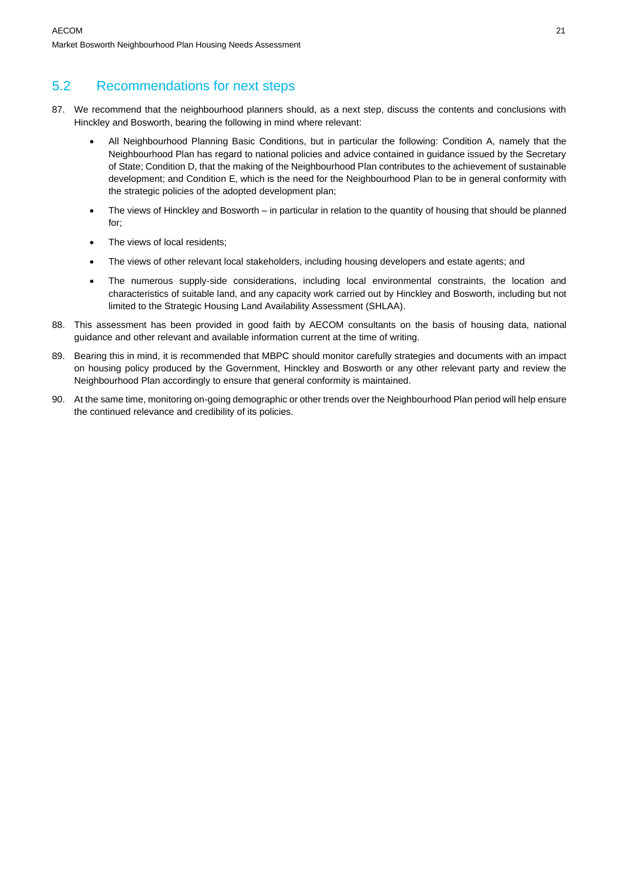## 5.2 Recommendations for next steps

87. We recommend that the neighbourhood planners should, as a next step, discuss the contents and conclusions with Hinckley and Bosworth, bearing the following in mind where relevant:

    - All Neighbourhood Planning Basic Conditions, but in particular the following: Condition A, namely that the Neighbourhood Plan has regard to national policies and advice contained in guidance issued by the Secretary of State; Condition D, that the making of the Neighbourhood Plan contributes to the achievement of sustainable development; and Condition E, which is the need for the Neighbourhood Plan to be in general conformity with the strategic policies of the adopted development plan;
    - The views of Hinckley and Bosworth – in particular in relation to the quantity of housing that should be planned for;
    - The views of local residents;
    - The views of other relevant local stakeholders, including housing developers and estate agents; and
    - The numerous supply-side considerations, including local environmental constraints, the location and characteristics of suitable land, and any capacity work carried out by Hinckley and Bosworth, including but not limited to the Strategic Housing Land Availability Assessment (SHLAA).

88. This assessment has been provided in good faith by AECOM consultants on the basis of housing data, national guidance and other relevant and available information current at the time of writing.

89. Bearing this in mind, it is recommended that MBPC should monitor carefully strategies and documents with an impact on housing policy produced by the Government, Hinckley and Bosworth or any other relevant party and review the Neighbourhood Plan accordingly to ensure that general conformity is maintained.

90. At the same time, monitoring on-going demographic or other trends over the Neighbourhood Plan period will help ensure the continued relevance and credibility of its policies.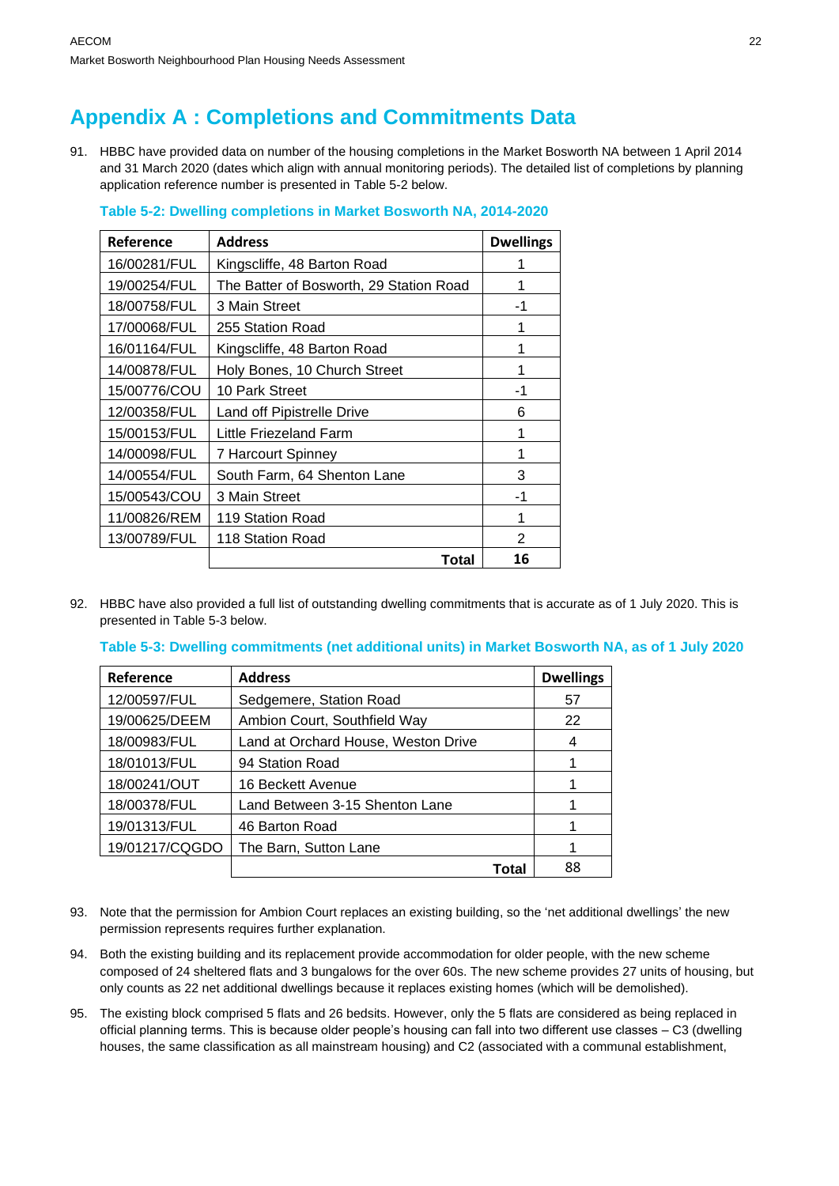# Appendix A : Completions and Commitments Data

91. HBBC have provided data on number of the housing completions in the Market Bosworth NA between 1 April 2014 and 31 March 2020 (dates which align with annual monitoring periods). The detailed list of completions by planning application reference number is presented in Table 5-2 below.

**Table 5-2: Dwelling completions in Market Bosworth NA, 2014-2020**

| Reference | Address | Dwellings |
|---|---|---|
| 16/00281/FUL | Kingscliffe, 48 Barton Road | 1 |
| 19/00254/FUL | The Batter of Bosworth, 29 Station Road | 1 |
| 18/00758/FUL | 3 Main Street | -1 |
| 17/00068/FUL | 255 Station Road | 1 |
| 16/01164/FUL | Kingscliffe, 48 Barton Road | 1 |
| 14/00878/FUL | Holy Bones, 10 Church Street | 1 |
| 15/00776/COU | 10 Park Street | -1 |
| 12/00358/FUL | Land off Pipistrelle Drive | 6 |
| 15/00153/FUL | Little Friezeland Farm | 1 |
| 14/00098/FUL | 7 Harcourt Spinney | 1 |
| 14/00554/FUL | South Farm, 64 Shenton Lane | 3 |
| 15/00543/COU | 3 Main Street | -1 |
| 11/00826/REM | 119 Station Road | 1 |
| 13/00789/FUL | 118 Station Road | 2 |
| | **Total** | **16** |

92. HBBC have also provided a full list of outstanding dwelling commitments that is accurate as of 1 July 2020. This is presented in Table 5-3 below.

**Table 5-3: Dwelling commitments (net additional units) in Market Bosworth NA, as of 1 July 2020**

| Reference | Address | Dwellings |
|---|---|---|
| 12/00597/FUL | Sedgemere, Station Road | 57 |
| 19/00625/DEEM | Ambion Court, Southfield Way | 22 |
| 18/00983/FUL | Land at Orchard House, Weston Drive | 4 |
| 18/01013/FUL | 94 Station Road | 1 |
| 18/00241/OUT | 16 Beckett Avenue | 1 |
| 18/00378/FUL | Land Between 3-15 Shenton Lane | 1 |
| 19/01313/FUL | 46 Barton Road | 1 |
| 19/01217/CQGDO | The Barn, Sutton Lane | 1 |
| | **Total** | 88 |

93. Note that the permission for Ambion Court replaces an existing building, so the 'net additional dwellings' the new permission represents requires further explanation.

94. Both the existing building and its replacement provide accommodation for older people, with the new scheme composed of 24 sheltered flats and 3 bungalows for the over 60s. The new scheme provides 27 units of housing, but only counts as 22 net additional dwellings because it replaces existing homes (which will be demolished).

95. The existing block comprised 5 flats and 26 bedsits. However, only the 5 flats are considered as being replaced in official planning terms. This is because older people's housing can fall into two different use classes – C3 (dwelling houses, the same classification as all mainstream housing) and C2 (associated with a communal establishment,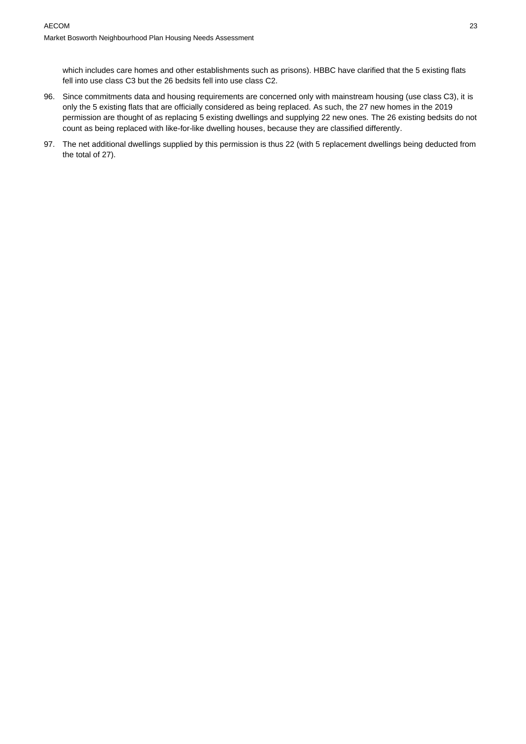which includes care homes and other establishments such as prisons). HBBC have clarified that the 5 existing flats fell into use class C3 but the 26 bedsits fell into use class C2.

96. Since commitments data and housing requirements are concerned only with mainstream housing (use class C3), it is only the 5 existing flats that are officially considered as being replaced. As such, the 27 new homes in the 2019 permission are thought of as replacing 5 existing dwellings and supplying 22 new ones. The 26 existing bedsits do not count as being replaced with like-for-like dwelling houses, because they are classified differently.

97. The net additional dwellings supplied by this permission is thus 22 (with 5 replacement dwellings being deducted from the total of 27).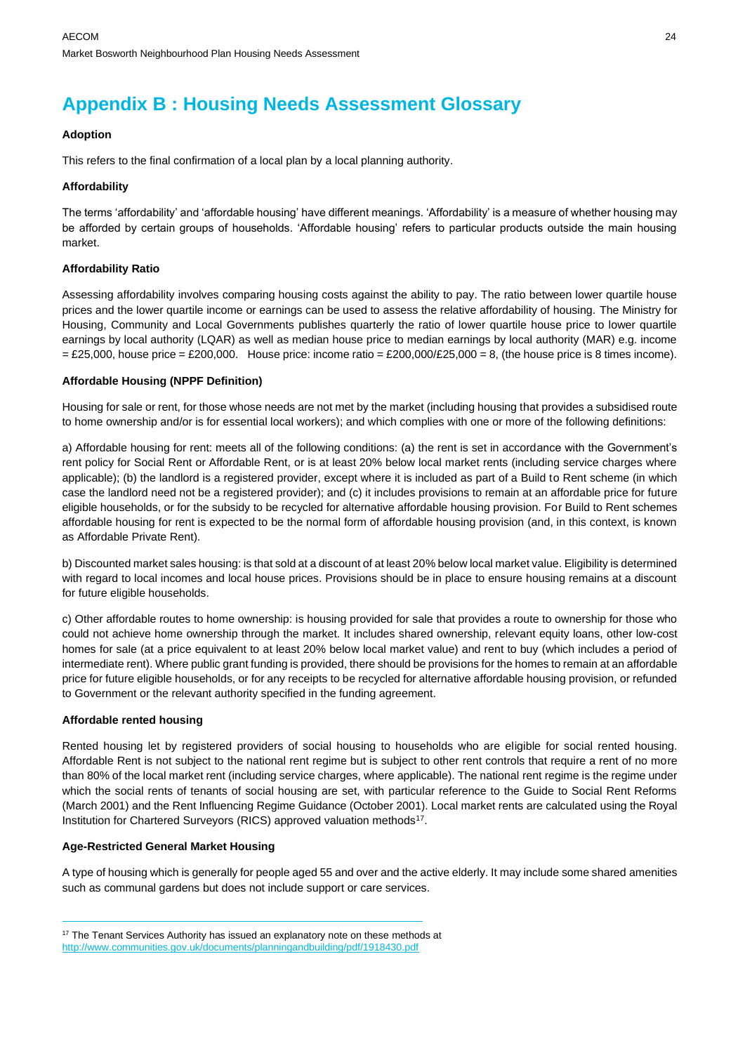# Appendix B : Housing Needs Assessment Glossary

**Adoption**

This refers to the final confirmation of a local plan by a local planning authority.

**Affordability**

The terms 'affordability' and 'affordable housing' have different meanings. 'Affordability' is a measure of whether housing may be afforded by certain groups of households. 'Affordable housing' refers to particular products outside the main housing market.

**Affordability Ratio**

Assessing affordability involves comparing housing costs against the ability to pay. The ratio between lower quartile house prices and the lower quartile income or earnings can be used to assess the relative affordability of housing. The Ministry for Housing, Community and Local Governments publishes quarterly the ratio of lower quartile house price to lower quartile earnings by local authority (LQAR) as well as median house price to median earnings by local authority (MAR) e.g. income = £25,000, house price = £200,000. House price: income ratio = £200,000/£25,000 = 8, (the house price is 8 times income).

**Affordable Housing (NPPF Definition)**

Housing for sale or rent, for those whose needs are not met by the market (including housing that provides a subsidised route to home ownership and/or is for essential local workers); and which complies with one or more of the following definitions:

a) Affordable housing for rent: meets all of the following conditions: (a) the rent is set in accordance with the Government's rent policy for Social Rent or Affordable Rent, or is at least 20% below local market rents (including service charges where applicable); (b) the landlord is a registered provider, except where it is included as part of a Build to Rent scheme (in which case the landlord need not be a registered provider); and (c) it includes provisions to remain at an affordable price for future eligible households, or for the subsidy to be recycled for alternative affordable housing provision. For Build to Rent schemes affordable housing for rent is expected to be the normal form of affordable housing provision (and, in this context, is known as Affordable Private Rent).

b) Discounted market sales housing: is that sold at a discount of at least 20% below local market value. Eligibility is determined with regard to local incomes and local house prices. Provisions should be in place to ensure housing remains at a discount for future eligible households.

c) Other affordable routes to home ownership: is housing provided for sale that provides a route to ownership for those who could not achieve home ownership through the market. It includes shared ownership, relevant equity loans, other low-cost homes for sale (at a price equivalent to at least 20% below local market value) and rent to buy (which includes a period of intermediate rent). Where public grant funding is provided, there should be provisions for the homes to remain at an affordable price for future eligible households, or for any receipts to be recycled for alternative affordable housing provision, or refunded to Government or the relevant authority specified in the funding agreement.

**Affordable rented housing**

Rented housing let by registered providers of social housing to households who are eligible for social rented housing. Affordable Rent is not subject to the national rent regime but is subject to other rent controls that require a rent of no more than 80% of the local market rent (including service charges, where applicable). The national rent regime is the regime under which the social rents of tenants of social housing are set, with particular reference to the Guide to Social Rent Reforms (March 2001) and the Rent Influencing Regime Guidance (October 2001). Local market rents are calculated using the Royal Institution for Chartered Surveyors (RICS) approved valuation methods[17].

**Age-Restricted General Market Housing**

A type of housing which is generally for people aged 55 and over and the active elderly. It may include some shared amenities such as communal gardens but does not include support or care services.

---

[17] The Tenant Services Authority has issued an explanatory note on these methods at http://www.communities.gov.uk/documents/planningandbuilding/pdf/1918430.pdf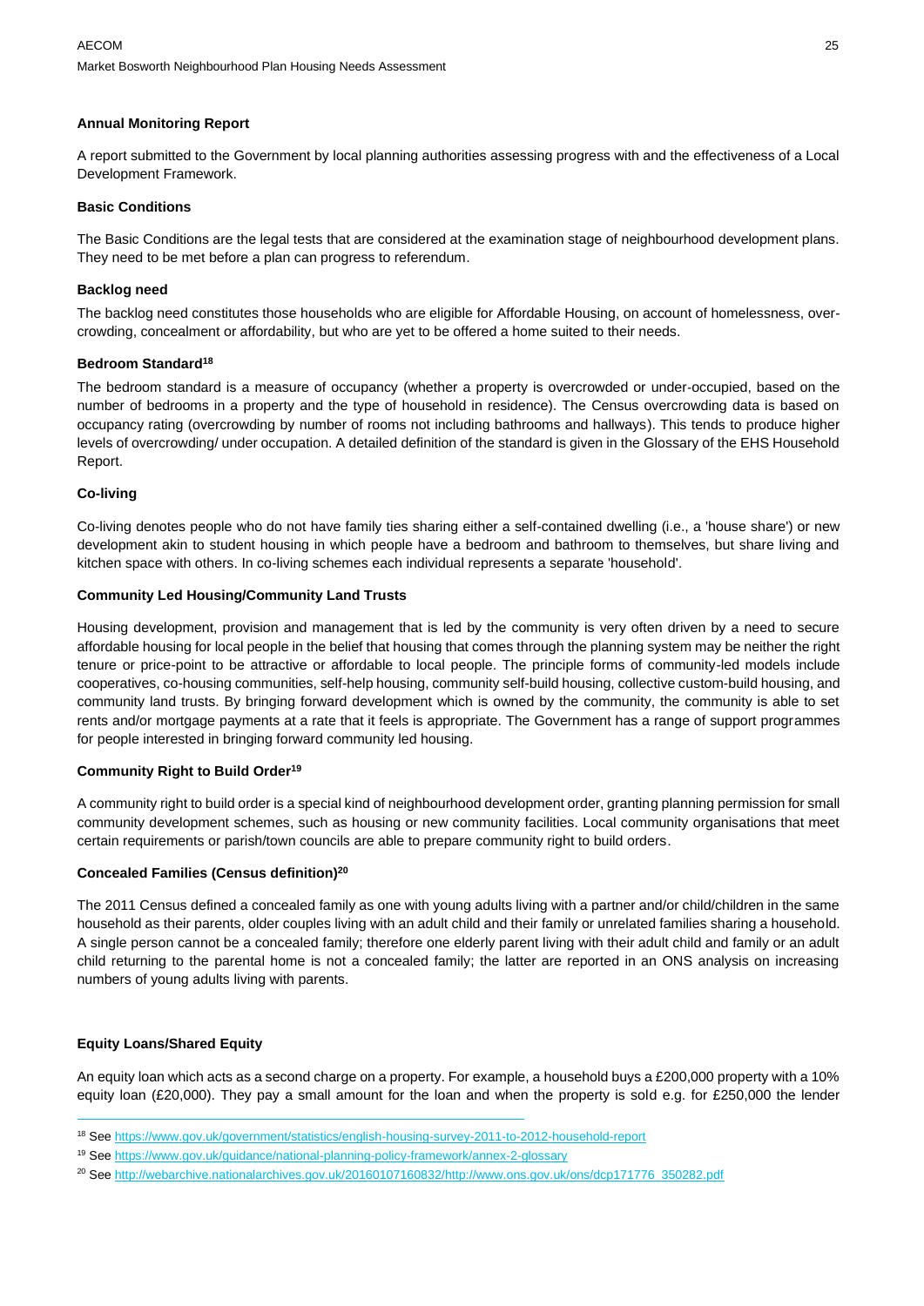**Annual Monitoring Report**

A report submitted to the Government by local planning authorities assessing progress with and the effectiveness of a Local Development Framework.

**Basic Conditions**

The Basic Conditions are the legal tests that are considered at the examination stage of neighbourhood development plans. They need to be met before a plan can progress to referendum.

**Backlog need**

The backlog need constitutes those households who are eligible for Affordable Housing, on account of homelessness, over-crowding, concealment or affordability, but who are yet to be offered a home suited to their needs.

**Bedroom Standard[18]**

The bedroom standard is a measure of occupancy (whether a property is overcrowded or under-occupied, based on the number of bedrooms in a property and the type of household in residence). The Census overcrowding data is based on occupancy rating (overcrowding by number of rooms not including bathrooms and hallways). This tends to produce higher levels of overcrowding/ under occupation. A detailed definition of the standard is given in the Glossary of the EHS Household Report.

**Co-living**

Co-living denotes people who do not have family ties sharing either a self-contained dwelling (i.e., a 'house share') or new development akin to student housing in which people have a bedroom and bathroom to themselves, but share living and kitchen space with others. In co-living schemes each individual represents a separate 'household'.

**Community Led Housing/Community Land Trusts**

Housing development, provision and management that is led by the community is very often driven by a need to secure affordable housing for local people in the belief that housing that comes through the planning system may be neither the right tenure or price-point to be attractive or affordable to local people. The principle forms of community-led models include cooperatives, co-housing communities, self-help housing, community self-build housing, collective custom-build housing, and community land trusts. By bringing forward development which is owned by the community, the community is able to set rents and/or mortgage payments at a rate that it feels is appropriate. The Government has a range of support programmes for people interested in bringing forward community led housing.

**Community Right to Build Order[19]**

A community right to build order is a special kind of neighbourhood development order, granting planning permission for small community development schemes, such as housing or new community facilities. Local community organisations that meet certain requirements or parish/town councils are able to prepare community right to build orders.

**Concealed Families (Census definition)[20]**

The 2011 Census defined a concealed family as one with young adults living with a partner and/or child/children in the same household as their parents, older couples living with an adult child and their family or unrelated families sharing a household. A single person cannot be a concealed family; therefore one elderly parent living with their adult child and family or an adult child returning to the parental home is not a concealed family; the latter are reported in an ONS analysis on increasing numbers of young adults living with parents.

**Equity Loans/Shared Equity**

An equity loan which acts as a second charge on a property. For example, a household buys a £200,000 property with a 10% equity loan (£20,000). They pay a small amount for the loan and when the property is sold e.g. for £250,000 the lender

---

[18] See https://www.gov.uk/government/statistics/english-housing-survey-2011-to-2012-household-report

[19] See https://www.gov.uk/guidance/national-planning-policy-framework/annex-2-glossary

[20] See http://webarchive.nationalarchives.gov.uk/20160107160832/http://www.ons.gov.uk/ons/dcp171776_350282.pdf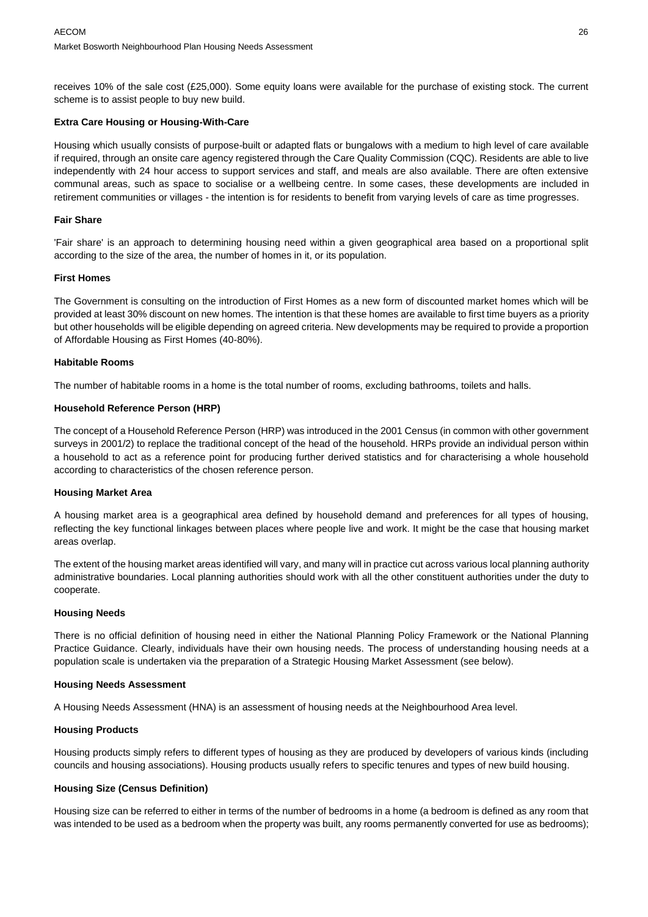receives 10% of the sale cost (£25,000). Some equity loans were available for the purchase of existing stock. The current scheme is to assist people to buy new build.

**Extra Care Housing or Housing-With-Care**

Housing which usually consists of purpose-built or adapted flats or bungalows with a medium to high level of care available if required, through an onsite care agency registered through the Care Quality Commission (CQC). Residents are able to live independently with 24 hour access to support services and staff, and meals are also available. There are often extensive communal areas, such as space to socialise or a wellbeing centre. In some cases, these developments are included in retirement communities or villages - the intention is for residents to benefit from varying levels of care as time progresses.

**Fair Share**

'Fair share' is an approach to determining housing need within a given geographical area based on a proportional split according to the size of the area, the number of homes in it, or its population.

**First Homes**

The Government is consulting on the introduction of First Homes as a new form of discounted market homes which will be provided at least 30% discount on new homes. The intention is that these homes are available to first time buyers as a priority but other households will be eligible depending on agreed criteria. New developments may be required to provide a proportion of Affordable Housing as First Homes (40-80%).

**Habitable Rooms**

The number of habitable rooms in a home is the total number of rooms, excluding bathrooms, toilets and halls.

**Household Reference Person (HRP)**

The concept of a Household Reference Person (HRP) was introduced in the 2001 Census (in common with other government surveys in 2001/2) to replace the traditional concept of the head of the household. HRPs provide an individual person within a household to act as a reference point for producing further derived statistics and for characterising a whole household according to characteristics of the chosen reference person.

**Housing Market Area**

A housing market area is a geographical area defined by household demand and preferences for all types of housing, reflecting the key functional linkages between places where people live and work. It might be the case that housing market areas overlap.

The extent of the housing market areas identified will vary, and many will in practice cut across various local planning authority administrative boundaries. Local planning authorities should work with all the other constituent authorities under the duty to cooperate.

**Housing Needs**

There is no official definition of housing need in either the National Planning Policy Framework or the National Planning Practice Guidance. Clearly, individuals have their own housing needs. The process of understanding housing needs at a population scale is undertaken via the preparation of a Strategic Housing Market Assessment (see below).

**Housing Needs Assessment**

A Housing Needs Assessment (HNA) is an assessment of housing needs at the Neighbourhood Area level.

**Housing Products**

Housing products simply refers to different types of housing as they are produced by developers of various kinds (including councils and housing associations). Housing products usually refers to specific tenures and types of new build housing.

**Housing Size (Census Definition)**

Housing size can be referred to either in terms of the number of bedrooms in a home (a bedroom is defined as any room that was intended to be used as a bedroom when the property was built, any rooms permanently converted for use as bedrooms);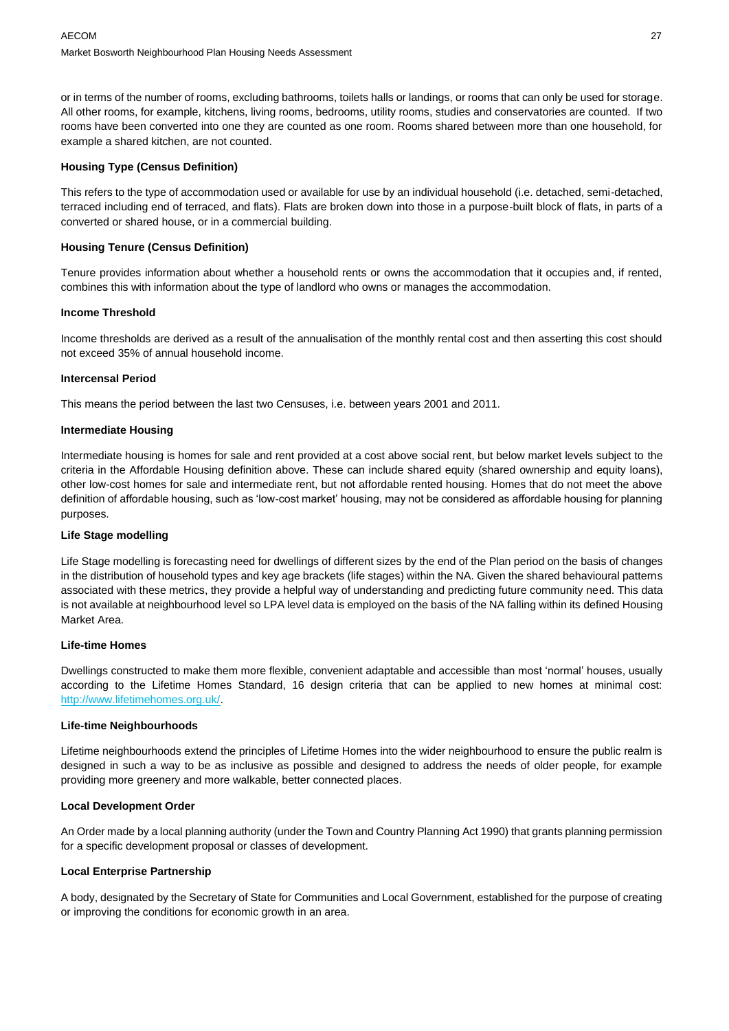or in terms of the number of rooms, excluding bathrooms, toilets halls or landings, or rooms that can only be used for storage. All other rooms, for example, kitchens, living rooms, bedrooms, utility rooms, studies and conservatories are counted. If two rooms have been converted into one they are counted as one room. Rooms shared between more than one household, for example a shared kitchen, are not counted.

**Housing Type (Census Definition)**

This refers to the type of accommodation used or available for use by an individual household (i.e. detached, semi-detached, terraced including end of terraced, and flats). Flats are broken down into those in a purpose-built block of flats, in parts of a converted or shared house, or in a commercial building.

**Housing Tenure (Census Definition)**

Tenure provides information about whether a household rents or owns the accommodation that it occupies and, if rented, combines this with information about the type of landlord who owns or manages the accommodation.

**Income Threshold**

Income thresholds are derived as a result of the annualisation of the monthly rental cost and then asserting this cost should not exceed 35% of annual household income.

**Intercensal Period**

This means the period between the last two Censuses, i.e. between years 2001 and 2011.

**Intermediate Housing**

Intermediate housing is homes for sale and rent provided at a cost above social rent, but below market levels subject to the criteria in the Affordable Housing definition above. These can include shared equity (shared ownership and equity loans), other low-cost homes for sale and intermediate rent, but not affordable rented housing. Homes that do not meet the above definition of affordable housing, such as 'low-cost market' housing, may not be considered as affordable housing for planning purposes.

**Life Stage modelling**

Life Stage modelling is forecasting need for dwellings of different sizes by the end of the Plan period on the basis of changes in the distribution of household types and key age brackets (life stages) within the NA. Given the shared behavioural patterns associated with these metrics, they provide a helpful way of understanding and predicting future community need. This data is not available at neighbourhood level so LPA level data is employed on the basis of the NA falling within its defined Housing Market Area.

**Life-time Homes**

Dwellings constructed to make them more flexible, convenient adaptable and accessible than most 'normal' houses, usually according to the Lifetime Homes Standard, 16 design criteria that can be applied to new homes at minimal cost: http://www.lifetimehomes.org.uk/.

**Life-time Neighbourhoods**

Lifetime neighbourhoods extend the principles of Lifetime Homes into the wider neighbourhood to ensure the public realm is designed in such a way to be as inclusive as possible and designed to address the needs of older people, for example providing more greenery and more walkable, better connected places.

**Local Development Order**

An Order made by a local planning authority (under the Town and Country Planning Act 1990) that grants planning permission for a specific development proposal or classes of development.

**Local Enterprise Partnership**

A body, designated by the Secretary of State for Communities and Local Government, established for the purpose of creating or improving the conditions for economic growth in an area.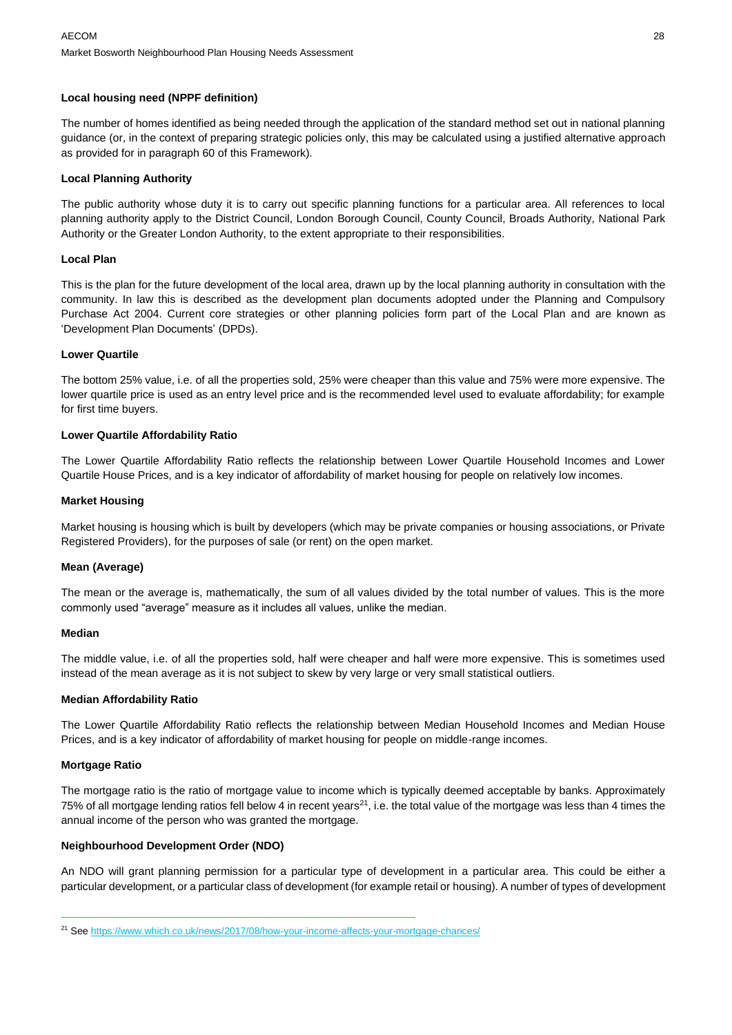**Local housing need (NPPF definition)**

The number of homes identified as being needed through the application of the standard method set out in national planning guidance (or, in the context of preparing strategic policies only, this may be calculated using a justified alternative approach as provided for in paragraph 60 of this Framework).

**Local Planning Authority**

The public authority whose duty it is to carry out specific planning functions for a particular area. All references to local planning authority apply to the District Council, London Borough Council, County Council, Broads Authority, National Park Authority or the Greater London Authority, to the extent appropriate to their responsibilities.

**Local Plan**

This is the plan for the future development of the local area, drawn up by the local planning authority in consultation with the community. In law this is described as the development plan documents adopted under the Planning and Compulsory Purchase Act 2004. Current core strategies or other planning policies form part of the Local Plan and are known as 'Development Plan Documents' (DPDs).

**Lower Quartile**

The bottom 25% value, i.e. of all the properties sold, 25% were cheaper than this value and 75% were more expensive. The lower quartile price is used as an entry level price and is the recommended level used to evaluate affordability; for example for first time buyers.

**Lower Quartile Affordability Ratio**

The Lower Quartile Affordability Ratio reflects the relationship between Lower Quartile Household Incomes and Lower Quartile House Prices, and is a key indicator of affordability of market housing for people on relatively low incomes.

**Market Housing**

Market housing is housing which is built by developers (which may be private companies or housing associations, or Private Registered Providers), for the purposes of sale (or rent) on the open market.

**Mean (Average)**

The mean or the average is, mathematically, the sum of all values divided by the total number of values. This is the more commonly used "average" measure as it includes all values, unlike the median.

**Median**

The middle value, i.e. of all the properties sold, half were cheaper and half were more expensive. This is sometimes used instead of the mean average as it is not subject to skew by very large or very small statistical outliers.

**Median Affordability Ratio**

The Lower Quartile Affordability Ratio reflects the relationship between Median Household Incomes and Median House Prices, and is a key indicator of affordability of market housing for people on middle-range incomes.

**Mortgage Ratio**

The mortgage ratio is the ratio of mortgage value to income which is typically deemed acceptable by banks. Approximately 75% of all mortgage lending ratios fell below 4 in recent years[21], i.e. the total value of the mortgage was less than 4 times the annual income of the person who was granted the mortgage.

**Neighbourhood Development Order (NDO)**

An NDO will grant planning permission for a particular type of development in a particular area. This could be either a particular development, or a particular class of development (for example retail or housing). A number of types of development

[21] See https://www.which.co.uk/news/2017/08/how-your-income-affects-your-mortgage-chances/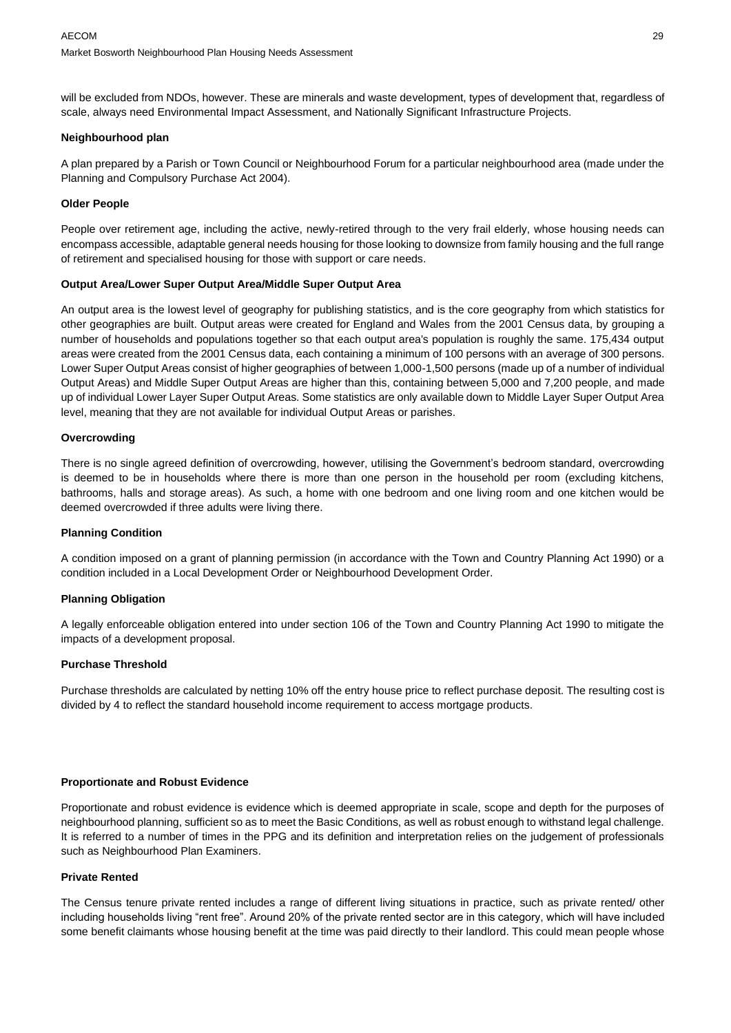will be excluded from NDOs, however. These are minerals and waste development, types of development that, regardless of scale, always need Environmental Impact Assessment, and Nationally Significant Infrastructure Projects.

**Neighbourhood plan**

A plan prepared by a Parish or Town Council or Neighbourhood Forum for a particular neighbourhood area (made under the Planning and Compulsory Purchase Act 2004).

**Older People**

People over retirement age, including the active, newly-retired through to the very frail elderly, whose housing needs can encompass accessible, adaptable general needs housing for those looking to downsize from family housing and the full range of retirement and specialised housing for those with support or care needs.

**Output Area/Lower Super Output Area/Middle Super Output Area**

An output area is the lowest level of geography for publishing statistics, and is the core geography from which statistics for other geographies are built. Output areas were created for England and Wales from the 2001 Census data, by grouping a number of households and populations together so that each output area's population is roughly the same. 175,434 output areas were created from the 2001 Census data, each containing a minimum of 100 persons with an average of 300 persons. Lower Super Output Areas consist of higher geographies of between 1,000-1,500 persons (made up of a number of individual Output Areas) and Middle Super Output Areas are higher than this, containing between 5,000 and 7,200 people, and made up of individual Lower Layer Super Output Areas. Some statistics are only available down to Middle Layer Super Output Area level, meaning that they are not available for individual Output Areas or parishes.

**Overcrowding**

There is no single agreed definition of overcrowding, however, utilising the Government's bedroom standard, overcrowding is deemed to be in households where there is more than one person in the household per room (excluding kitchens, bathrooms, halls and storage areas). As such, a home with one bedroom and one living room and one kitchen would be deemed overcrowded if three adults were living there.

**Planning Condition**

A condition imposed on a grant of planning permission (in accordance with the Town and Country Planning Act 1990) or a condition included in a Local Development Order or Neighbourhood Development Order.

**Planning Obligation**

A legally enforceable obligation entered into under section 106 of the Town and Country Planning Act 1990 to mitigate the impacts of a development proposal.

**Purchase Threshold**

Purchase thresholds are calculated by netting 10% off the entry house price to reflect purchase deposit. The resulting cost is divided by 4 to reflect the standard household income requirement to access mortgage products.

**Proportionate and Robust Evidence**

Proportionate and robust evidence is evidence which is deemed appropriate in scale, scope and depth for the purposes of neighbourhood planning, sufficient so as to meet the Basic Conditions, as well as robust enough to withstand legal challenge. It is referred to a number of times in the PPG and its definition and interpretation relies on the judgement of professionals such as Neighbourhood Plan Examiners.

**Private Rented**

The Census tenure private rented includes a range of different living situations in practice, such as private rented/ other including households living "rent free". Around 20% of the private rented sector are in this category, which will have included some benefit claimants whose housing benefit at the time was paid directly to their landlord. This could mean people whose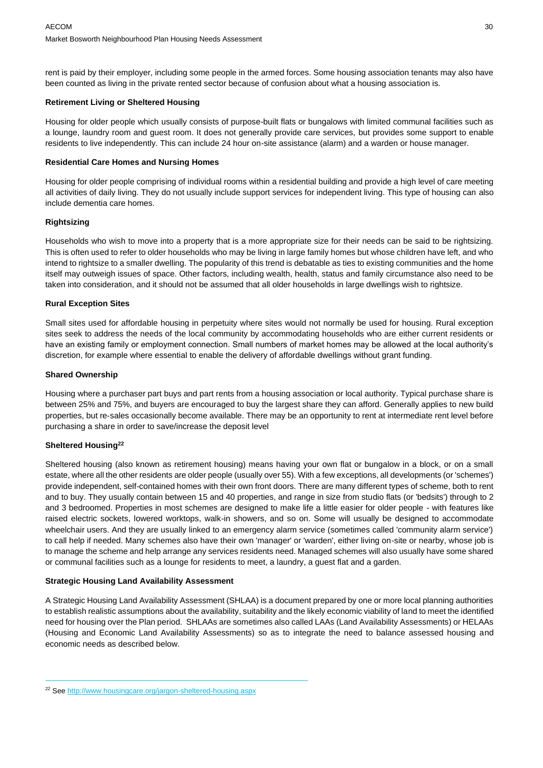rent is paid by their employer, including some people in the armed forces. Some housing association tenants may also have been counted as living in the private rented sector because of confusion about what a housing association is.

**Retirement Living or Sheltered Housing**

Housing for older people which usually consists of purpose-built flats or bungalows with limited communal facilities such as a lounge, laundry room and guest room. It does not generally provide care services, but provides some support to enable residents to live independently. This can include 24 hour on-site assistance (alarm) and a warden or house manager.

**Residential Care Homes and Nursing Homes**

Housing for older people comprising of individual rooms within a residential building and provide a high level of care meeting all activities of daily living. They do not usually include support services for independent living. This type of housing can also include dementia care homes.

**Rightsizing**

Households who wish to move into a property that is a more appropriate size for their needs can be said to be rightsizing. This is often used to refer to older households who may be living in large family homes but whose children have left, and who intend to rightsize to a smaller dwelling. The popularity of this trend is debatable as ties to existing communities and the home itself may outweigh issues of space. Other factors, including wealth, health, status and family circumstance also need to be taken into consideration, and it should not be assumed that all older households in large dwellings wish to rightsize.

**Rural Exception Sites**

Small sites used for affordable housing in perpetuity where sites would not normally be used for housing. Rural exception sites seek to address the needs of the local community by accommodating households who are either current residents or have an existing family or employment connection. Small numbers of market homes may be allowed at the local authority's discretion, for example where essential to enable the delivery of affordable dwellings without grant funding.

**Shared Ownership**

Housing where a purchaser part buys and part rents from a housing association or local authority. Typical purchase share is between 25% and 75%, and buyers are encouraged to buy the largest share they can afford. Generally applies to new build properties, but re-sales occasionally become available. There may be an opportunity to rent at intermediate rent level before purchasing a share in order to save/increase the deposit level

**Sheltered Housing[22]**

Sheltered housing (also known as retirement housing) means having your own flat or bungalow in a block, or on a small estate, where all the other residents are older people (usually over 55). With a few exceptions, all developments (or 'schemes') provide independent, self-contained homes with their own front doors. There are many different types of scheme, both to rent and to buy. They usually contain between 15 and 40 properties, and range in size from studio flats (or 'bedsits') through to 2 and 3 bedroomed. Properties in most schemes are designed to make life a little easier for older people - with features like raised electric sockets, lowered worktops, walk-in showers, and so on. Some will usually be designed to accommodate wheelchair users. And they are usually linked to an emergency alarm service (sometimes called 'community alarm service') to call help if needed. Many schemes also have their own 'manager' or 'warden', either living on-site or nearby, whose job is to manage the scheme and help arrange any services residents need. Managed schemes will also usually have some shared or communal facilities such as a lounge for residents to meet, a laundry, a guest flat and a garden.

**Strategic Housing Land Availability Assessment**

A Strategic Housing Land Availability Assessment (SHLAA) is a document prepared by one or more local planning authorities to establish realistic assumptions about the availability, suitability and the likely economic viability of land to meet the identified need for housing over the Plan period. SHLAAs are sometimes also called LAAs (Land Availability Assessments) or HELAAs (Housing and Economic Land Availability Assessments) so as to integrate the need to balance assessed housing and economic needs as described below.

---

[22] See http://www.housingcare.org/jargon-sheltered-housing.aspx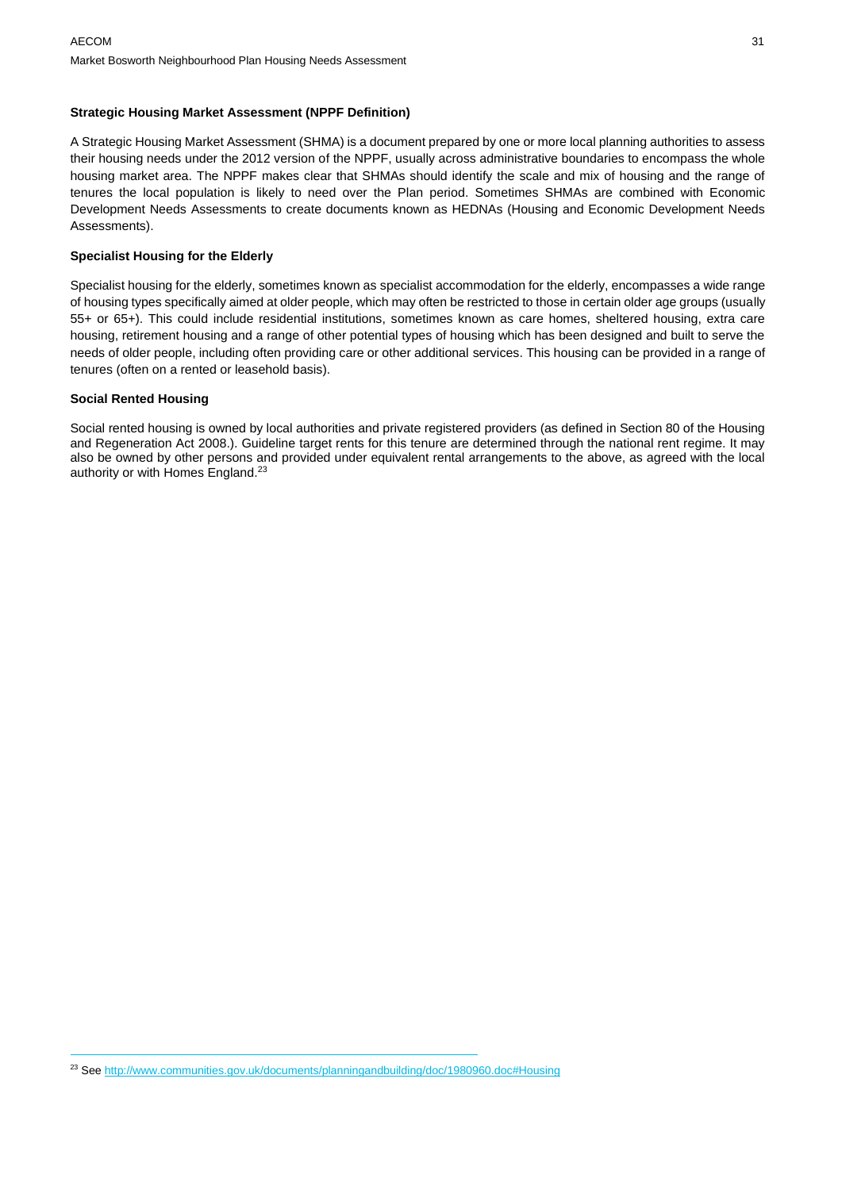**Strategic Housing Market Assessment (NPPF Definition)**

A Strategic Housing Market Assessment (SHMA) is a document prepared by one or more local planning authorities to assess their housing needs under the 2012 version of the NPPF, usually across administrative boundaries to encompass the whole housing market area. The NPPF makes clear that SHMAs should identify the scale and mix of housing and the range of tenures the local population is likely to need over the Plan period. Sometimes SHMAs are combined with Economic Development Needs Assessments to create documents known as HEDNAs (Housing and Economic Development Needs Assessments).

**Specialist Housing for the Elderly**

Specialist housing for the elderly, sometimes known as specialist accommodation for the elderly, encompasses a wide range of housing types specifically aimed at older people, which may often be restricted to those in certain older age groups (usually 55+ or 65+). This could include residential institutions, sometimes known as care homes, sheltered housing, extra care housing, retirement housing and a range of other potential types of housing which has been designed and built to serve the needs of older people, including often providing care or other additional services. This housing can be provided in a range of tenures (often on a rented or leasehold basis).

**Social Rented Housing**

Social rented housing is owned by local authorities and private registered providers (as defined in Section 80 of the Housing and Regeneration Act 2008.). Guideline target rents for this tenure are determined through the national rent regime. It may also be owned by other persons and provided under equivalent rental arrangements to the above, as agreed with the local authority or with Homes England.[23]

[23] See http://www.communities.gov.uk/documents/planningandbuilding/doc/1980960.doc#Housing